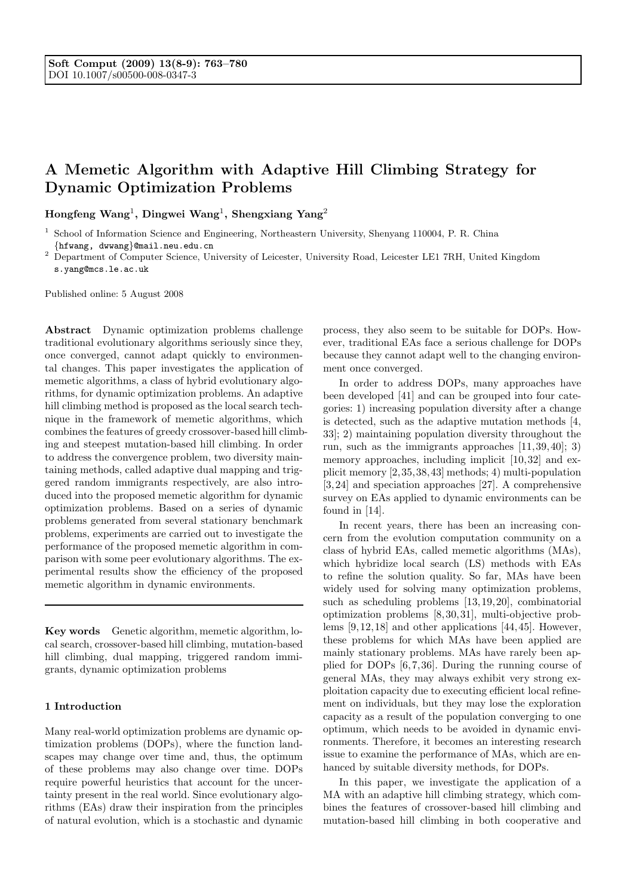**Soft Comput (2009) 13(8-9): 763–780**
DOI 10.1007/s00500-008-0347-3

# A Memetic Algorithm with Adaptive Hill Climbing Strategy for Dynamic Optimization Problems

**Hongfeng Wang**[1], **Dingwei Wang**[1], **Shengxiang Yang**[2]

[1] School of Information Science and Engineering, Northeastern University, Shenyang 110004, P. R. China
{hfwang, dwwang}@mail.neu.edu.cn

[2] Department of Computer Science, University of Leicester, University Road, Leicester LE1 7RH, United Kingdom
s.yang@mcs.le.ac.uk

Published online: 5 August 2008

**Abstract** Dynamic optimization problems challenge traditional evolutionary algorithms seriously since they, once converged, cannot adapt quickly to environmental changes. This paper investigates the application of memetic algorithms, a class of hybrid evolutionary algorithms, for dynamic optimization problems. An adaptive hill climbing method is proposed as the local search technique in the framework of memetic algorithms, which combines the features of greedy crossover-based hill climbing and steepest mutation-based hill climbing. In order to address the convergence problem, two diversity maintaining methods, called adaptive dual mapping and triggered random immigrants respectively, are also introduced into the proposed memetic algorithm for dynamic optimization problems. Based on a series of dynamic problems generated from several stationary benchmark problems, experiments are carried out to investigate the performance of the proposed memetic algorithm in comparison with some peer evolutionary algorithms. The experimental results show the efficiency of the proposed memetic algorithm in dynamic environments.

**Key words** Genetic algorithm, memetic algorithm, local search, crossover-based hill climbing, mutation-based hill climbing, dual mapping, triggered random immigrants, dynamic optimization problems

## 1 Introduction

Many real-world optimization problems are dynamic optimization problems (DOPs), where the function landscapes may change over time and, thus, the optimum of these problems may also change over time. DOPs require powerful heuristics that account for the uncertainty present in the real world. Since evolutionary algorithms (EAs) draw their inspiration from the principles of natural evolution, which is a stochastic and dynamic process, they also seem to be suitable for DOPs. However, traditional EAs face a serious challenge for DOPs because they cannot adapt well to the changing environment once converged.

In order to address DOPs, many approaches have been developed [41] and can be grouped into four categories: 1) increasing population diversity after a change is detected, such as the adaptive mutation methods [4, 33]; 2) maintaining population diversity throughout the run, such as the immigrants approaches [11, 39, 40]; 3) memory approaches, including implicit [10, 32] and explicit memory [2, 35, 38, 43] methods; 4) multi-population [3, 24] and speciation approaches [27]. A comprehensive survey on EAs applied to dynamic environments can be found in [14].

In recent years, there has been an increasing concern from the evolution computation community on a class of hybrid EAs, called memetic algorithms (MAs), which hybridize local search (LS) methods with EAs to refine the solution quality. So far, MAs have been widely used for solving many optimization problems, such as scheduling problems [13, 19, 20], combinatorial optimization problems [8, 30, 31], multi-objective problems [9, 12, 18] and other applications [44, 45]. However, these problems for which MAs have been applied are mainly stationary problems. MAs have rarely been applied for DOPs [6, 7, 36]. During the running course of general MAs, they may always exhibit very strong exploitation capacity due to executing efficient local refinement on individuals, but they may lose the exploration capacity as a result of the population converging to one optimum, which needs to be avoided in dynamic environments. Therefore, it becomes an interesting research issue to examine the performance of MAs, which are enhanced by suitable diversity methods, for DOPs.

In this paper, we investigate the application of a MA with an adaptive hill climbing strategy, which combines the features of crossover-based hill climbing and mutation-based hill climbing in both cooperative and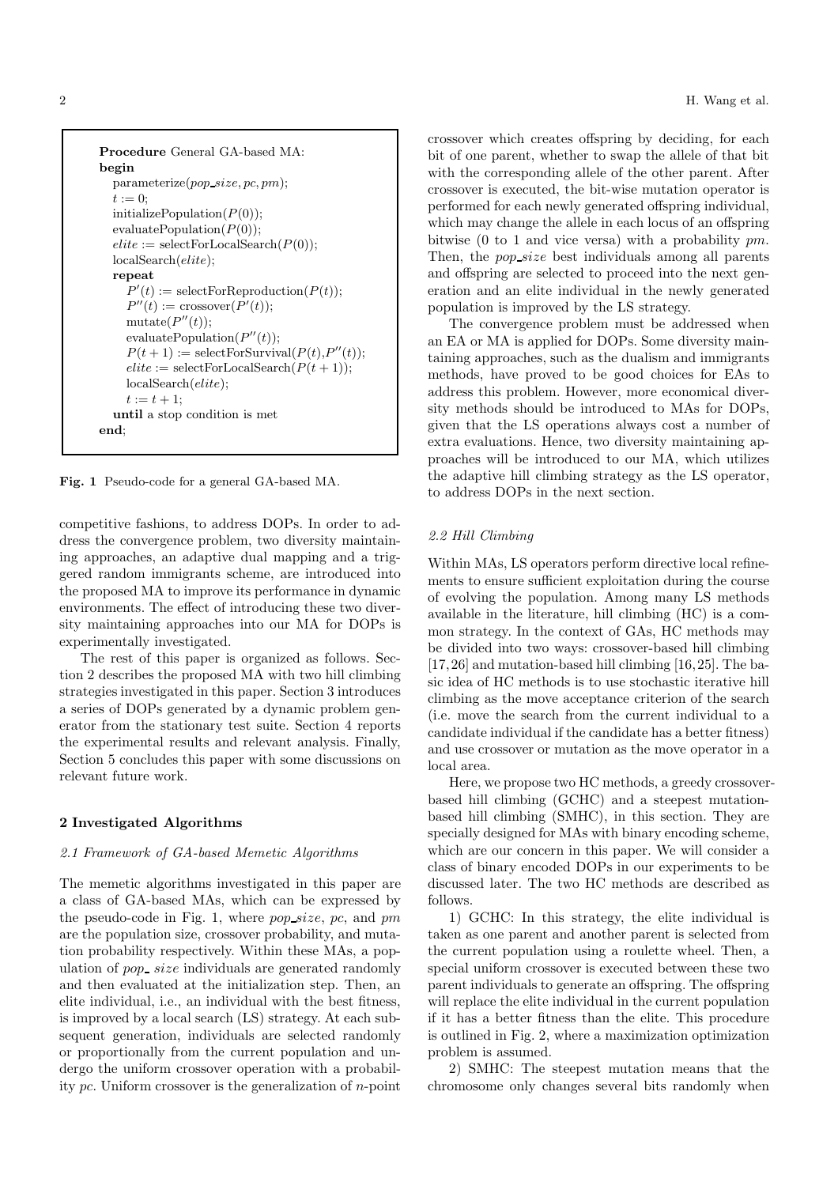```
Procedure General GA-based MA:
begin
  parameterize(pop_size, pc, pm);
  t := 0;
  initializePopulation(P(0));
  evaluatePopulation(P(0));
  elite := selectForLocalSearch(P(0));
  localSearch(elite);
  repeat
    P'(t) := selectForReproduction(P(t));
    P''(t) := crossover(P'(t));
    mutate(P''(t));
    evaluatePopulation(P''(t));
    P(t + 1) := selectForSurvival(P(t),P''(t));
    elite := selectForLocalSearch(P(t + 1));
    localSearch(elite);
    t := t + 1;
  until a stop condition is met
end;
```

**Fig. 1** Pseudo-code for a general GA-based MA.

competitive fashions, to address DOPs. In order to address the convergence problem, two diversity maintaining approaches, an adaptive dual mapping and a triggered random immigrants scheme, are introduced into the proposed MA to improve its performance in dynamic environments. The effect of introducing these two diversity maintaining approaches into our MA for DOPs is experimentally investigated.

The rest of this paper is organized as follows. Section 2 describes the proposed MA with two hill climbing strategies investigated in this paper. Section 3 introduces a series of DOPs generated by a dynamic problem generator from the stationary test suite. Section 4 reports the experimental results and relevant analysis. Finally, Section 5 concludes this paper with some discussions on relevant future work.

## 2 Investigated Algorithms

### 2.1 Framework of GA-based Memetic Algorithms

The memetic algorithms investigated in this paper are a class of GA-based MAs, which can be expressed by the pseudo-code in Fig. 1, where *pop_size*, *pc*, and *pm* are the population size, crossover probability, and mutation probability respectively. Within these MAs, a population of *pop_size* individuals are generated randomly and then evaluated at the initialization step. Then, an elite individual, i.e., an individual with the best fitness, is improved by a local search (LS) strategy. At each subsequent generation, individuals are selected randomly or proportionally from the current population and undergo the uniform crossover operation with a probability *pc*. Uniform crossover is the generalization of $n$-point crossover which creates offspring by deciding, for each bit of one parent, whether to swap the allele of that bit with the corresponding allele of the other parent. After crossover is executed, the bit-wise mutation operator is performed for each newly generated offspring individual, which may change the allele in each locus of an offspring bitwise (0 to 1 and vice versa) with a probability *pm*. Then, the *pop_size* best individuals among all parents and offspring are selected to proceed into the next generation and an elite individual in the newly generated population is improved by the LS strategy.

The convergence problem must be addressed when an EA or MA is applied for DOPs. Some diversity maintaining approaches, such as the dualism and immigrants methods, have proved to be good choices for EAs to address this problem. However, more economical diversity methods should be introduced to MAs for DOPs, given that the LS operations always cost a number of extra evaluations. Hence, two diversity maintaining approaches will be introduced to our MA, which utilizes the adaptive hill climbing strategy as the LS operator, to address DOPs in the next section.

### 2.2 Hill Climbing

Within MAs, LS operators perform directive local refinements to ensure sufficient exploitation during the course of evolving the population. Among many LS methods available in the literature, hill climbing (HC) is a common strategy. In the context of GAs, HC methods may be divided into two ways: crossover-based hill climbing [17,26] and mutation-based hill climbing [16,25]. The basic idea of HC methods is to use stochastic iterative hill climbing as the move acceptance criterion of the search (i.e. move the search from the current individual to a candidate individual if the candidate has a better fitness) and use crossover or mutation as the move operator in a local area.

Here, we propose two HC methods, a greedy crossover-based hill climbing (GCHC) and a steepest mutation-based hill climbing (SMHC), in this section. They are specially designed for MAs with binary encoding scheme, which are our concern in this paper. We will consider a class of binary encoded DOPs in our experiments to be discussed later. The two HC methods are described as follows.

1) GCHC: In this strategy, the elite individual is taken as one parent and another parent is selected from the current population using a roulette wheel. Then, a special uniform crossover is executed between these two parent individuals to generate an offspring. The offspring will replace the elite individual in the current population if it has a better fitness than the elite. This procedure is outlined in Fig. 2, where a maximization optimization problem is assumed.

2) SMHC: The steepest mutation means that the chromosome only changes several bits randomly when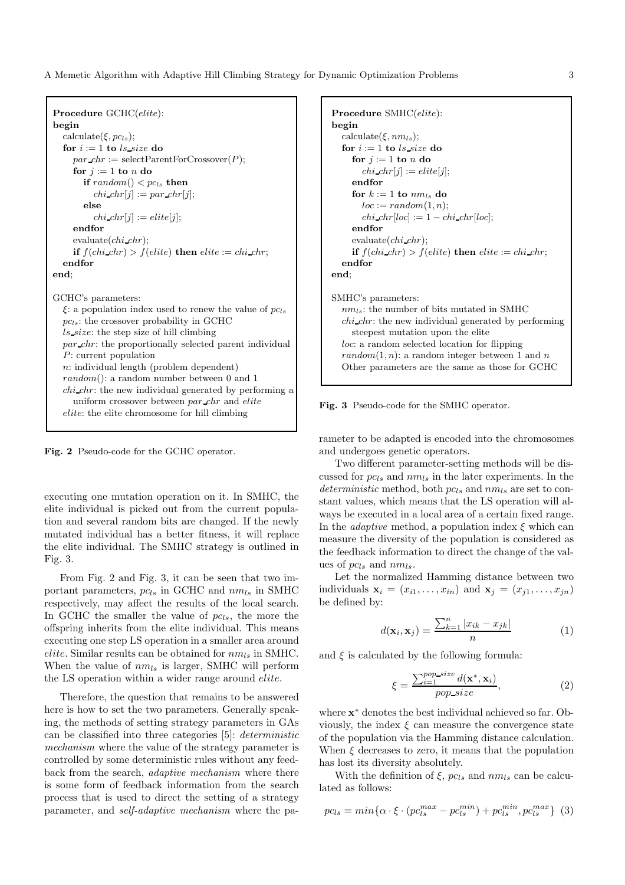```
Procedure GCHC(elite):
begin
  calculate(ξ, pc_ls);
  for i := 1 to ls_size do
    par_chr := selectParentForCrossover(P);
    for j := 1 to n do
      if random() < pc_ls then
        chi_chr[j] := par_chr[j];
      else
        chi_chr[j] := elite[j];
    endfor
    evaluate(chi_chr);
    if f(chi_chr) > f(elite) then elite := chi_chr;
  endfor
end;

GCHC's parameters:
  ξ: a population index used to renew the value of pc_ls
  pc_ls: the crossover probability in GCHC
  ls_size: the step size of hill climbing
  par_chr: the proportionally selected parent individual
  P: current population
  n: individual length (problem dependent)
  random(): a random number between 0 and 1
  chi_chr: the new individual generated by performing a
    uniform crossover between par_chr and elite
  elite: the elite chromosome for hill climbing
```

**Fig. 2** Pseudo-code for the GCHC operator.

executing one mutation operation on it. In SMHC, the elite individual is picked out from the current population and several random bits are changed. If the newly mutated individual has a better fitness, it will replace the elite individual. The SMHC strategy is outlined in Fig. 3.

```
Procedure SMHC(elite):
begin
  calculate(ξ, nm_ls);
  for i := 1 to ls_size do
    for j := 1 to n do
      chi_chr[j] := elite[j];
    endfor
    for k := 1 to nm_ls do
      loc := random(1, n);
      chi_chr[loc] := 1 − chi_chr[loc];
    endfor
    evaluate(chi_chr);
    if f(chi_chr) > f(elite) then elite := chi_chr;
  endfor
end;

SMHC's parameters:
  nm_ls: the number of bits mutated in SMHC
  chi_chr: the new individual generated by performing
    steepest mutation upon the elite
  loc: a random selected location for flipping
  random(1, n): a random integer between 1 and n
  Other parameters are the same as those for GCHC
```

**Fig. 3** Pseudo-code for the SMHC operator.

From Fig. 2 and Fig. 3, it can be seen that two important parameters, $pc_{ls}$ in GCHC and $nm_{ls}$ in SMHC respectively, may affect the results of the local search. In GCHC the smaller the value of $pc_{ls}$, the more the offspring inherits from the elite individual. This means executing one step LS operation in a smaller area around *elite*. Similar results can be obtained for $nm_{ls}$ in SMHC. When the value of $nm_{ls}$ is larger, SMHC will perform the LS operation within a wider range around *elite*.

Therefore, the question that remains to be answered here is how to set the two parameters. Generally speaking, the methods of setting strategy parameters in GAs can be classified into three categories [5]: *deterministic mechanism* where the value of the strategy parameter is controlled by some deterministic rules without any feedback from the search, *adaptive mechanism* where there is some form of feedback information from the search process that is used to direct the setting of a strategy parameter, and *self-adaptive mechanism* where the parameter to be adapted is encoded into the chromosomes and undergoes genetic operators.

Two different parameter-setting methods will be discussed for $pc_{ls}$ and $nm_{ls}$ in the later experiments. In the *deterministic* method, both $pc_{ls}$ and $nm_{ls}$ are set to constant values, which means that the LS operation will always be executed in a local area of a certain fixed range. In the *adaptive* method, a population index $\xi$ which can measure the diversity of the population is considered as the feedback information to direct the change of the values of $pc_{ls}$ and $nm_{ls}$.

Let the normalized Hamming distance between two individuals $\mathbf{x}_i = (x_{i1}, \dots, x_{in})$ and $\mathbf{x}_j = (x_{j1}, \dots, x_{jn})$ be defined by:

$$d(\mathbf{x}_i, \mathbf{x}_j) = \frac{\sum_{k=1}^{n} |x_{ik} - x_{jk}|}{n} \tag{1}$$

and $\xi$ is calculated by the following formula:

$$\xi = \frac{\sum_{i=1}^{pop\_size} d(\mathbf{x}^*, \mathbf{x}_i)}{pop\_size}, \tag{2}$$

where $\mathbf{x}^*$ denotes the best individual achieved so far. Obviously, the index $\xi$ can measure the convergence state of the population via the Hamming distance calculation. When $\xi$ decreases to zero, it means that the population has lost its diversity absolutely.

With the definition of $\xi$, $pc_{ls}$ and $nm_{ls}$ can be calculated as follows:

$$pc_{ls} = min\{\alpha \cdot \xi \cdot (pc_{ls}^{max} - pc_{ls}^{min}) + pc_{ls}^{min}, pc_{ls}^{max}\} \tag{3}$$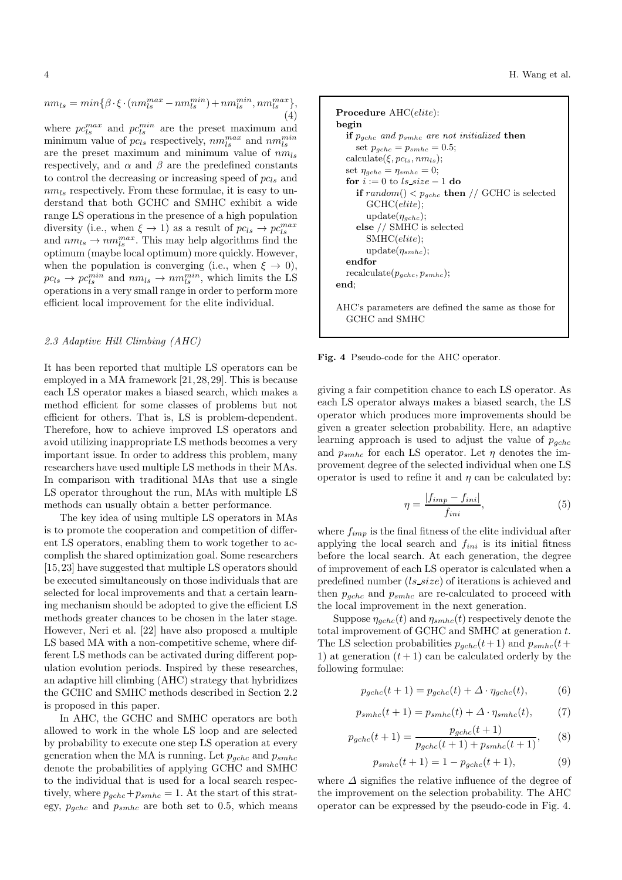$$nm_{ls} = min\{\beta \cdot \xi \cdot (nm_{ls}^{max} - nm_{ls}^{min}) + nm_{ls}^{min}, nm_{ls}^{max}\}, \quad (4)$$

where $pc_{ls}^{max}$ and $pc_{ls}^{min}$ are the preset maximum and minimum value of $pc_{ls}$ respectively, $nm_{ls}^{max}$ and $nm_{ls}^{min}$ are the preset maximum and minimum value of $nm_{ls}$ respectively, and $\alpha$ and $\beta$ are the predefined constants to control the decreasing or increasing speed of $pc_{ls}$ and $nm_{ls}$ respectively. From these formulae, it is easy to understand that both GCHC and SMHC exhibit a wide range LS operations in the presence of a high population diversity (i.e., when $\xi \to 1$) as a result of $pc_{ls} \to pc_{ls}^{max}$ and $nm_{ls} \to nm_{ls}^{max}$. This may help algorithms find the optimum (maybe local optimum) more quickly. However, when the population is converging (i.e., when $\xi \to 0$), $pc_{ls} \to pc_{ls}^{min}$ and $nm_{ls} \to nm_{ls}^{min}$, which limits the LS operations in a very small range in order to perform more efficient local improvement for the elite individual.

### 2.3 Adaptive Hill Climbing (AHC)

It has been reported that multiple LS operators can be employed in a MA framework [21, 28, 29]. This is because each LS operator makes a biased search, which makes a method efficient for some classes of problems but not efficient for others. That is, LS is problem-dependent. Therefore, how to achieve improved LS operators and avoid utilizing inappropriate LS methods becomes a very important issue. In order to address this problem, many researchers have used multiple LS methods in their MAs. In comparison with traditional MAs that use a single LS operator throughout the run, MAs with multiple LS methods can usually obtain a better performance.

The key idea of using multiple LS operators in MAs is to promote the cooperation and competition of different LS operators, enabling them to work together to accomplish the shared optimization goal. Some researchers [15, 23] have suggested that multiple LS operators should be executed simultaneously on those individuals that are selected for local improvements and that a certain learning mechanism should be adopted to give the efficient LS methods greater chances to be chosen in the later stage. However, Neri et al. [22] have also proposed a multiple LS based MA with a non-competitive scheme, where different LS methods can be activated during different population evolution periods. Inspired by these researches, an adaptive hill climbing (AHC) strategy that hybridizes the GCHC and SMHC methods described in Section 2.2 is proposed in this paper.

In AHC, the GCHC and SMHC operators are both allowed to work in the whole LS loop and are selected by probability to execute one step LS operation at every generation when the MA is running. Let $p_{gchc}$ and $p_{smhc}$ denote the probabilities of applying GCHC and SMHC to the individual that is used for a local search respectively, where $p_{gchc} + p_{smhc} = 1$. At the start of this strategy, $p_{gchc}$ and $p_{smhc}$ are both set to 0.5, which means giving a fair competition chance to each LS operator. As each LS operator always makes a biased search, the LS operator which produces more improvements should be given a greater selection probability. Here, an adaptive learning approach is used to adjust the value of $p_{gchc}$ and $p_{smhc}$ for each LS operator. Let $\eta$ denotes the improvement degree of the selected individual when one LS operator is used to refine it and $\eta$ can be calculated by:

$$\eta = \frac{|f_{imp} - f_{ini}|}{f_{ini}}, \quad (5)$$

where $f_{imp}$ is the final fitness of the elite individual after applying the local search and $f_{ini}$ is its initial fitness before the local search. At each generation, the degree of improvement of each LS operator is calculated when a predefined number ($ls\_size$) of iterations is achieved and then $p_{gchc}$ and $p_{smhc}$ are re-calculated to proceed with the local improvement in the next generation.

Suppose $\eta_{gchc}(t)$ and $\eta_{smhc}(t)$ respectively denote the total improvement of GCHC and SMHC at generation $t$. The LS selection probabilities $p_{gchc}(t+1)$ and $p_{smhc}(t+1)$ at generation $(t+1)$ can be calculated orderly by the following formulae:

$$p_{gchc}(t+1) = p_{gchc}(t) + \Delta \cdot \eta_{gchc}(t), \quad (6)$$

$$p_{smhc}(t+1) = p_{smhc}(t) + \Delta \cdot \eta_{smhc}(t), \quad (7)$$

$$p_{gchc}(t+1) = \frac{p_{gchc}(t+1)}{p_{gchc}(t+1) + p_{smhc}(t+1)}, \quad (8)$$

$$p_{smhc}(t+1) = 1 - p_{gchc}(t+1), \quad (9)$$

where $\Delta$ signifies the relative influence of the degree of the improvement on the selection probability. The AHC operator can be expressed by the pseudo-code in Fig. 4.

```
Procedure AHC(elite):
begin
  if p_gchc and p_smhc are not initialized then
    set p_gchc = p_smhc = 0.5;
  calculate(ξ, pc_ls, nm_ls);
  set η_gchc = η_smhc = 0;
  for i := 0 to ls_size − 1 do
    if random() < p_gchc then // GCHC is selected
      GCHC(elite);
      update(η_gchc);
    else // SMHC is selected
      SMHC(elite);
      update(η_smhc);
  endfor
  recalculate(p_gchc, p_smhc);
end;

AHC's parameters are defined the same as those for
  GCHC and SMHC
```

**Fig. 4** Pseudo-code for the AHC operator.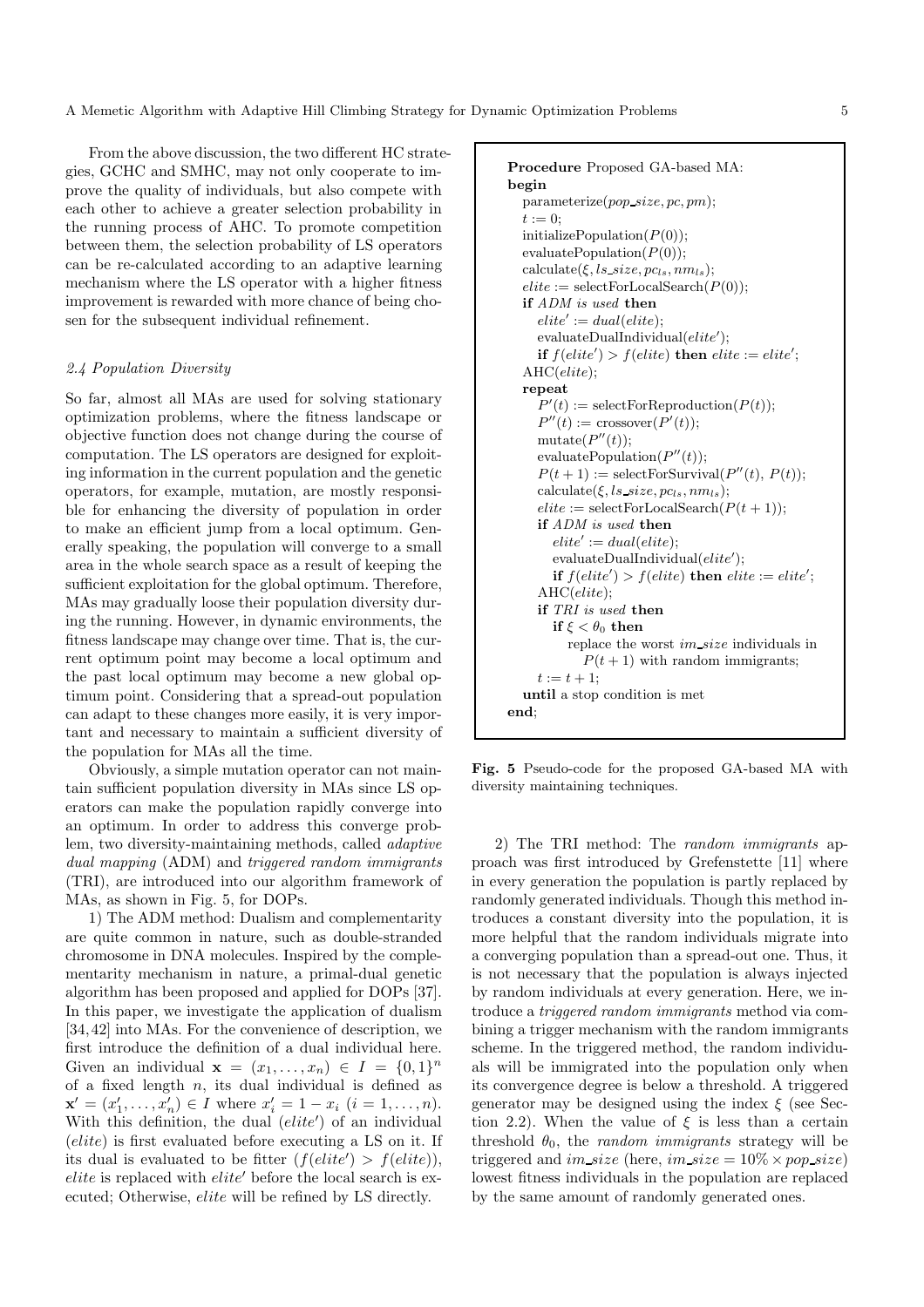From the above discussion, the two different HC strategies, GCHC and SMHC, may not only cooperate to improve the quality of individuals, but also compete with each other to achieve a greater selection probability in the running process of AHC. To promote competition between them, the selection probability of LS operators can be re-calculated according to an adaptive learning mechanism where the LS operator with a higher fitness improvement is rewarded with more chance of being chosen for the subsequent individual refinement.

### *2.4 Population Diversity*

So far, almost all MAs are used for solving stationary optimization problems, where the fitness landscape or objective function does not change during the course of computation. The LS operators are designed for exploiting information in the current population and the genetic operators, for example, mutation, are mostly responsible for enhancing the diversity of population in order to make an efficient jump from a local optimum. Generally speaking, the population will converge to a small area in the whole search space as a result of keeping the sufficient exploitation for the global optimum. Therefore, MAs may gradually loose their population diversity during the running. However, in dynamic environments, the fitness landscape may change over time. That is, the current optimum point may become a local optimum and the past local optimum may become a new global optimum point. Considering that a spread-out population can adapt to these changes more easily, it is very important and necessary to maintain a sufficient diversity of the population for MAs all the time.

Obviously, a simple mutation operator can not maintain sufficient population diversity in MAs since LS operators can make the population rapidly converge into an optimum. In order to address this converge problem, two diversity-maintaining methods, called *adaptive dual mapping* (ADM) and *triggered random immigrants* (TRI), are introduced into our algorithm framework of MAs, as shown in Fig. 5, for DOPs.

1) The ADM method: Dualism and complementarity are quite common in nature, such as double-stranded chromosome in DNA molecules. Inspired by the complementarity mechanism in nature, a primal-dual genetic algorithm has been proposed and applied for DOPs [37]. In this paper, we investigate the application of dualism [34,42] into MAs. For the convenience of description, we first introduce the definition of a dual individual here. Given an individual $\mathbf{x} = (x_1, \ldots, x_n) \in I = \{0, 1\}^n$ of a fixed length $n$, its dual individual is defined as $\mathbf{x}' = (x'_1, \ldots, x'_n) \in I$ where $x'_i = 1 - x_i$ $(i = 1, \ldots, n)$. With this definition, the dual ($elite'$) of an individual ($elite$) is first evaluated before executing a LS on it. If its dual is evaluated to be fitter ($f(elite') > f(elite)$), $elite$ is replaced with $elite'$ before the local search is executed; Otherwise, $elite$ will be refined by LS directly.

```
Procedure Proposed GA-based MA:
begin
   parameterize(pop_size, pc, pm);
   t := 0;
   initializePopulation(P(0));
   evaluatePopulation(P(0));
   calculate(ξ, ls_size, pc_ls, nm_ls);
   elite := selectForLocalSearch(P(0));
   if ADM is used then
      elite' := dual(elite);
      evaluateDualIndividual(elite');
      if f(elite') > f(elite) then elite := elite';
   AHC(elite);
   repeat
      P'(t) := selectForReproduction(P(t));
      P''(t) := crossover(P'(t));
      mutate(P''(t));
      evaluatePopulation(P''(t));
      P(t+1) := selectForSurvival(P''(t), P(t));
      calculate(ξ, ls_size, pc_ls, nm_ls);
      elite := selectForLocalSearch(P(t+1));
      if ADM is used then
         elite' := dual(elite);
         evaluateDualIndividual(elite');
         if f(elite') > f(elite) then elite := elite';
      AHC(elite);
      if TRI is used then
         if ξ < θ_0 then
            replace the worst im_size individuals in
               P(t+1) with random immigrants;
      t := t + 1;
   until a stop condition is met
end;
```

**Fig. 5** Pseudo-code for the proposed GA-based MA with diversity maintaining techniques.

2) The TRI method: The *random immigrants* approach was first introduced by Grefenstette [11] where in every generation the population is partly replaced by randomly generated individuals. Though this method introduces a constant diversity into the population, it is more helpful that the random individuals migrate into a converging population than a spread-out one. Thus, it is not necessary that the population is always injected by random individuals at every generation. Here, we introduce a *triggered random immigrants* method via combining a trigger mechanism with the random immigrants scheme. In the triggered method, the random individuals will be immigrated into the population only when its convergence degree is below a threshold. A triggered generator may be designed using the index $\xi$ (see Section 2.2). When the value of $\xi$ is less than a certain threshold $\theta_0$, the *random immigrants* strategy will be triggered and $im\_size$ (here, $im\_size = 10\% \times pop\_size$) lowest fitness individuals in the population are replaced by the same amount of randomly generated ones.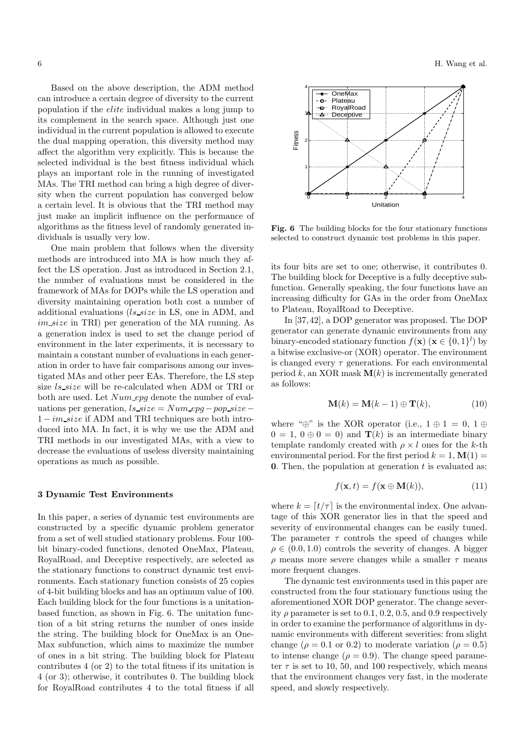Based on the above description, the ADM method can introduce a certain degree of diversity to the current population if the *elite* individual makes a long jump to its complement in the search space. Although just one individual in the current population is allowed to execute the dual mapping operation, this diversity method may affect the algorithm very explicitly. This is because the selected individual is the best fitness individual which plays an important role in the running of investigated MAs. The TRI method can bring a high degree of diversity when the current population has converged below a certain level. It is obvious that the TRI method may just make an implicit influence on the performance of algorithms as the fitness level of randomly generated individuals is usually very low.

One main problem that follows when the diversity methods are introduced into MA is how much they affect the LS operation. Just as introduced in Section 2.1, the number of evaluations must be considered in the framework of MAs for DOPs while the LS operation and diversity maintaining operation both cost a number of additional evaluations ($ls\_size$ in LS, one in ADM, and $im\_size$ in TRI) per generation of the MA running. As a generation index is used to set the change period of environment in the later experiments, it is necessary to maintain a constant number of evaluations in each generation in order to have fair comparisons among our investigated MAs and other peer EAs. Therefore, the LS step size $ls\_size$ will be re-calculated when ADM or TRI or both are used. Let $Num\_epg$ denote the number of evaluations per generation, $ls\_size = Num\_epg - pop\_size - 1 - im\_size$ if ADM and TRI techniques are both introduced into MA. In fact, it is why we use the ADM and TRI methods in our investigated MAs, with a view to decrease the evaluations of useless diversity maintaining operations as much as possible.

## 3 Dynamic Test Environments

In this paper, a series of dynamic test environments are constructed by a specific dynamic problem generator from a set of well studied stationary problems. Four 100-bit binary-coded functions, denoted OneMax, Plateau, RoyalRoad, and Deceptive respectively, are selected as the stationary functions to construct dynamic test environments. Each stationary function consists of 25 copies of 4-bit building blocks and has an optimum value of 100. Each building block for the four functions is a unitation-based function, as shown in Fig. 6. The unitation function of a bit string returns the number of ones inside the string. The building block for OneMax is an OneMax subfunction, which aims to maximize the number of ones in a bit string. The building block for Plateau contributes 4 (or 2) to the total fitness if its unitation is 4 (or 3); otherwise, it contributes 0. The building block for RoyalRoad contributes 4 to the total fitness if all its four bits are set to one; otherwise, it contributes 0. The building block for Deceptive is a fully deceptive sub-function. Generally speaking, the four functions have an increasing difficulty for GAs in the order from OneMax to Plateau, RoyalRoad to Deceptive.

**Fig. 6** The building blocks for the four stationary functions selected to construct dynamic test problems in this paper.

In [37,42], a DOP generator was proposed. The DOP generator can generate dynamic environments from any binary-encoded stationary function $f(\mathbf{x})$ ($\mathbf{x} \in \{0,1\}^l$) by a bitwise exclusive-or (XOR) operator. The environment is changed every $\tau$ generations. For each environmental period $k$, an XOR mask $\mathbf{M}(k)$ is incrementally generated as follows:

$$\mathbf{M}(k) = \mathbf{M}(k-1) \oplus \mathbf{T}(k), \tag{10}$$

where "$\oplus$" is the XOR operator (i.e., $1 \oplus 1 = 0$, $1 \oplus 0 = 1$, $0 \oplus 0 = 0$) and $\mathbf{T}(k)$ is an intermediate binary template randomly created with $\rho \times l$ ones for the $k$-th environmental period. For the first period $k = 1$, $\mathbf{M}(1) = \mathbf{0}$. Then, the population at generation $t$ is evaluated as:

$$f(\mathbf{x}, t) = f(\mathbf{x} \oplus \mathbf{M}(k)), \tag{11}$$

where $k = \lceil t/\tau \rceil$ is the environmental index. One advantage of this XOR generator lies in that the speed and severity of environmental changes can be easily tuned. The parameter $\tau$ controls the speed of changes while $\rho \in (0.0, 1.0)$ controls the severity of changes. A bigger $\rho$ means more severe changes while a smaller $\tau$ means more frequent changes.

The dynamic test environments used in this paper are constructed from the four stationary functions using the aforementioned XOR DOP generator. The change severity $\rho$ parameter is set to 0.1, 0.2, 0.5, and 0.9 respectively in order to examine the performance of algorithms in dynamic environments with different severities: from slight change ($\rho = 0.1$ or 0.2) to moderate variation ($\rho = 0.5$) to intense change ($\rho = 0.9$). The change speed parameter $\tau$ is set to 10, 50, and 100 respectively, which means that the environment changes very fast, in the moderate speed, and slowly respectively.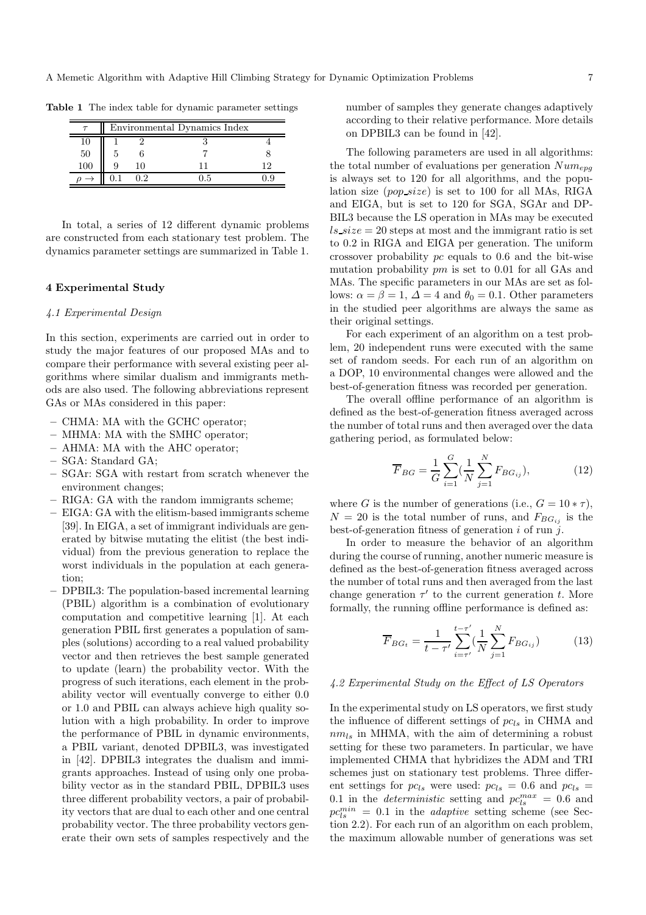**Table 1** The index table for dynamic parameter settings

| $\tau$ | Environmental Dynamics Index | | | |
|---|---|---|---|---|
| 10 | 1 | 2 | 3 | 4 |
| 50 | 5 | 6 | 7 | 8 |
| 100 | 9 | 10 | 11 | 12 |
| $\rho \rightarrow$ | 0.1 | 0.2 | 0.5 | 0.9 |

In total, a series of 12 different dynamic problems are constructed from each stationary test problem. The dynamics parameter settings are summarized in Table 1.

## 4 Experimental Study

### 4.1 Experimental Design

In this section, experiments are carried out in order to study the major features of our proposed MAs and to compare their performance with several existing peer algorithms where similar dualism and immigrants methods are also used. The following abbreviations represent GAs or MAs considered in this paper:

- CHMA: MA with the GCHC operator;
- MHMA: MA with the SMHC operator;
- AHMA: MA with the AHC operator;
- SGA: Standard GA;
- SGAr: SGA with restart from scratch whenever the environment changes;
- RIGA: GA with the random immigrants scheme;
- EIGA: GA with the elitism-based immigrants scheme [39]. In EIGA, a set of immigrant individuals are generated by bitwise mutating the elitist (the best individual) from the previous generation to replace the worst individuals in the population at each generation;
- DPBIL3: The population-based incremental learning (PBIL) algorithm is a combination of evolutionary computation and competitive learning [1]. At each generation PBIL first generates a population of samples (solutions) according to a real valued probability vector and then retrieves the best sample generated to update (learn) the probability vector. With the progress of such iterations, each element in the probability vector will eventually converge to either 0.0 or 1.0 and PBIL can always achieve high quality solution with a high probability. In order to improve the performance of PBIL in dynamic environments, a PBIL variant, denoted DPBIL3, was investigated in [42]. DPBIL3 integrates the dualism and immigrants approaches. Instead of using only one probability vector as in the standard PBIL, DPBIL3 uses three different probability vectors, a pair of probability vectors that are dual to each other and one central probability vector. The three probability vectors generate their own sets of samples respectively and the number of samples they generate changes adaptively according to their relative performance. More details on DPBIL3 can be found in [42].

The following parameters are used in all algorithms: the total number of evaluations per generation $Num_{epg}$ is always set to 120 for all algorithms, and the population size ($pop\_size$) is set to 100 for all MAs, RIGA and EIGA, but is set to 120 for SGA, SGAr and DPBIL3 because the LS operation in MAs may be executed $ls\_size = 20$ steps at most and the immigrant ratio is set to 0.2 in RIGA and EIGA per generation. The uniform crossover probability $pc$ equals to 0.6 and the bit-wise mutation probability $pm$ is set to 0.01 for all GAs and MAs. The specific parameters in our MAs are set as follows: $\alpha = \beta = 1$, $\Delta = 4$ and $\theta_0 = 0.1$. Other parameters in the studied peer algorithms are always the same as their original settings.

For each experiment of an algorithm on a test problem, 20 independent runs were executed with the same set of random seeds. For each run of an algorithm on a DOP, 10 environmental changes were allowed and the best-of-generation fitness was recorded per generation.

The overall offline performance of an algorithm is defined as the best-of-generation fitness averaged across the number of total runs and then averaged over the data gathering period, as formulated below:

$$\overline{F}_{BG} = \frac{1}{G}\sum_{i=1}^{G}(\frac{1}{N}\sum_{j=1}^{N}F_{BG_{ij}}), \tag{12}$$

where $G$ is the number of generations (i.e., $G = 10 * \tau$), $N = 20$ is the total number of runs, and $F_{BG_{ij}}$ is the best-of-generation fitness of generation $i$ of run $j$.

In order to measure the behavior of an algorithm during the course of running, another numeric measure is defined as the best-of-generation fitness averaged across the number of total runs and then averaged from the last change generation $\tau'$ to the current generation $t$. More formally, the running offline performance is defined as:

$$\overline{F}_{BG_t} = \frac{1}{t-\tau'}\sum_{i=\tau'}^{t-\tau'}(\frac{1}{N}\sum_{j=1}^{N}F_{BG_{ij}}) \tag{13}$$

### 4.2 Experimental Study on the Effect of LS Operators

In the experimental study on LS operators, we first study the influence of different settings of $pc_{ls}$ in CHMA and $nm_{ls}$ in MHMA, with the aim of determining a robust setting for these two parameters. In particular, we have implemented CHMA that hybridizes the ADM and TRI schemes just on stationary test problems. Three different settings for $pc_{ls}$ were used: $pc_{ls} = 0.6$ and $pc_{ls} = 0.1$ in the *deterministic* setting and $pc_{ls}^{max} = 0.6$ and $pc_{ls}^{min} = 0.1$ in the *adaptive* setting scheme (see Section 2.2). For each run of an algorithm on each problem, the maximum allowable number of generations was set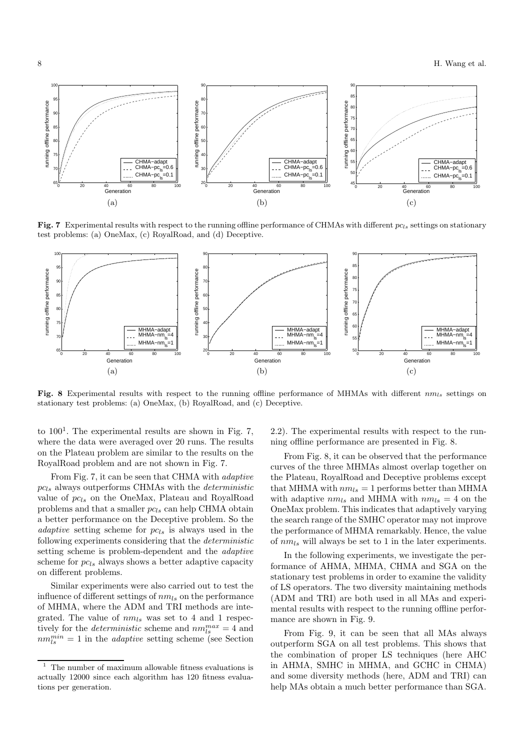**Fig. 7** Experimental results with respect to the running offline performance of CHMAs with different $pc_{ls}$ settings on stationary test problems: (a) OneMax, (c) RoyalRoad, and (d) Deceptive.

**Fig. 8** Experimental results with respect to the running offline performance of MHMAs with different $nm_{ls}$ settings on stationary test problems: (a) OneMax, (b) RoyalRoad, and (c) Deceptive.

to 100[1]. The experimental results are shown in Fig. 7, where the data were averaged over 20 runs. The results on the Plateau problem are similar to the results on the RoyalRoad problem and are not shown in Fig. 7.

From Fig. 7, it can be seen that CHMA with *adaptive* $pc_{ls}$ always outperforms CHMAs with the *deterministic* value of $pc_{ls}$ on the OneMax, Plateau and RoyalRoad problems and that a smaller $pc_{ls}$ can help CHMA obtain a better performance on the Deceptive problem. So the *adaptive* setting scheme for $pc_{ls}$ is always used in the following experiments considering that the *deterministic* setting scheme is problem-dependent and the *adaptive* scheme for $pc_{ls}$ always shows a better adaptive capacity on different problems.

Similar experiments were also carried out to test the influence of different settings of $nm_{ls}$ on the performance of MHMA, where the ADM and TRI methods are integrated. The value of $nm_{ls}$ was set to 4 and 1 respectively for the *deterministic* scheme and $nm_{ls}^{max} = 4$ and $nm_{ls}^{min} = 1$ in the *adaptive* setting scheme (see Section 2.2). The experimental results with respect to the running offline performance are presented in Fig. 8.

From Fig. 8, it can be observed that the performance curves of the three MHMAs almost overlap together on the Plateau, RoyalRoad and Deceptive problems except that MHMA with $nm_{ls} = 1$ performs better than MHMA with adaptive $nm_{ls}$ and MHMA with $nm_{ls} = 4$ on the OneMax problem. This indicates that adaptively varying the search range of the SMHC operator may not improve the performance of MHMA remarkably. Hence, the value of $nm_{ls}$ will always be set to 1 in the later experiments.

In the following experiments, we investigate the performance of AHMA, MHMA, CHMA and SGA on the stationary test problems in order to examine the validity of LS operators. The two diversity maintaining methods (ADM and TRI) are both used in all MAs and experimental results with respect to the running offline performance are shown in Fig. 9.

From Fig. 9, it can be seen that all MAs always outperform SGA on all test problems. This shows that the combination of proper LS techniques (here AHC in AHMA, SMHC in MHMA, and GCHC in CHMA) and some diversity methods (here, ADM and TRI) can help MAs obtain a much better performance than SGA.

[1] The number of maximum allowable fitness evaluations is actually 12000 since each algorithm has 120 fitness evaluations per generation.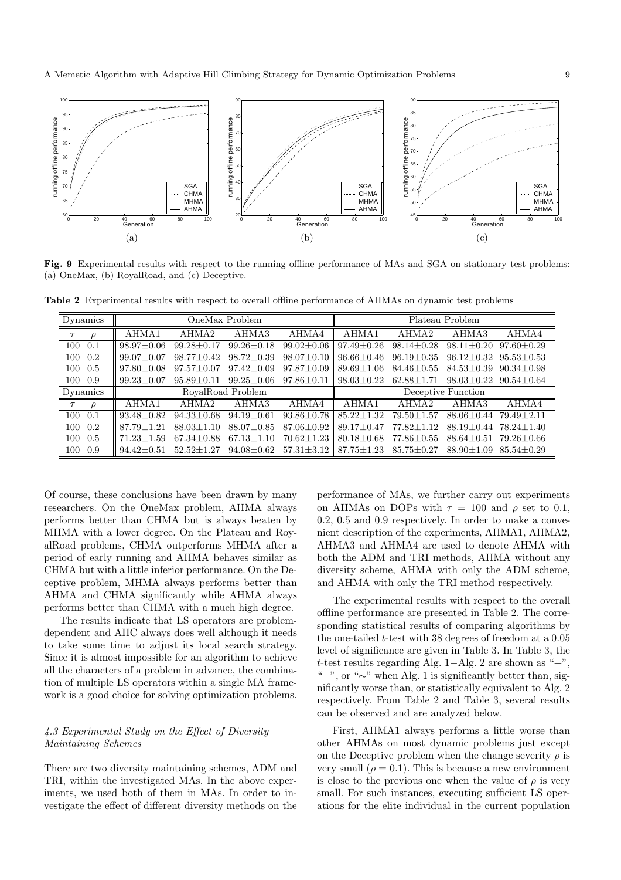**Fig. 9** Experimental results with respect to the running offline performance of MAs and SGA on stationary test problems: (a) OneMax, (b) RoyalRoad, and (c) Deceptive.

**Table 2** Experimental results with respect to overall offline performance of AHMAs on dynamic test problems

| Dynamics | | OneMax Problem | | | | Plateau Problem | | | |
|---|---|---|---|---|---|---|---|---|---|
| $\tau$ | $\rho$ | AHMA1 | AHMA2 | AHMA3 | AHMA4 | AHMA1 | AHMA2 | AHMA3 | AHMA4 |
| 100 | 0.1 | 98.97±0.06 | 99.28±0.17 | 99.26±0.18 | 99.02±0.06 | 97.49±0.26 | 98.14±0.28 | 98.11±0.20 | 97.60±0.29 |
| 100 | 0.2 | 99.07±0.07 | 98.77±0.42 | 98.72±0.39 | 98.07±0.10 | 96.66±0.46 | 96.19±0.35 | 96.12±0.32 | 95.53±0.53 |
| 100 | 0.5 | 97.80±0.08 | 97.57±0.07 | 97.42±0.09 | 97.87±0.09 | 89.69±1.06 | 84.46±0.55 | 84.53±0.39 | 90.34±0.98 |
| 100 | 0.9 | 99.23±0.07 | 95.89±0.11 | 99.25±0.06 | 97.86±0.11 | 98.03±0.22 | 62.88±1.71 | 98.03±0.22 | 90.54±0.64 |
| Dynamics | | RoyalRoad Problem | | | | Deceptive Function | | | |
| $\tau$ | $\rho$ | AHMA1 | AHMA2 | AHMA3 | AHMA4 | AHMA1 | AHMA2 | AHMA3 | AHMA4 |
| 100 | 0.1 | 93.48±0.82 | 94.33±0.68 | 94.19±0.61 | 93.86±0.78 | 85.22±1.32 | 79.50±1.57 | 88.06±0.44 | 79.49±2.11 |
| 100 | 0.2 | 87.79±1.21 | 88.03±1.10 | 88.07±0.85 | 87.06±0.92 | 89.17±0.47 | 77.82±1.12 | 88.19±0.44 | 78.24±1.40 |
| 100 | 0.5 | 71.23±1.59 | 67.34±0.88 | 67.13±1.10 | 70.62±1.23 | 80.18±0.68 | 77.86±0.55 | 88.64±0.51 | 79.26±0.66 |
| 100 | 0.9 | 94.42±0.51 | 52.52±1.27 | 94.08±0.62 | 57.31±3.12 | 87.75±1.23 | 85.75±0.27 | 88.90±1.09 | 85.54±0.29 |

Of course, these conclusions have been drawn by many researchers. On the OneMax problem, AHMA always performs better than CHMA but is always beaten by MHMA with a lower degree. On the Plateau and RoyalRoad problems, CHMA outperforms MHMA after a period of early running and AHMA behaves similar as CHMA but with a little inferior performance. On the Deceptive problem, MHMA always performs better than AHMA and CHMA significantly while AHMA always performs better than CHMA with a much high degree.

The results indicate that LS operators are problem-dependent and AHC always does well although it needs to take some time to adjust its local search strategy. Since it is almost impossible for an algorithm to achieve all the characters of a problem in advance, the combination of multiple LS operators within a single MA framework is a good choice for solving optimization problems.

### *4.3 Experimental Study on the Effect of Diversity Maintaining Schemes*

There are two diversity maintaining schemes, ADM and TRI, within the investigated MAs. In the above experiments, we used both of them in MAs. In order to investigate the effect of different diversity methods on the performance of MAs, we further carry out experiments on AHMAs on DOPs with $\tau = 100$ and $\rho$ set to 0.1, 0.2, 0.5 and 0.9 respectively. In order to make a convenient description of the experiments, AHMA1, AHMA2, AHMA3 and AHMA4 are used to denote AHMA with both the ADM and TRI methods, AHMA without any diversity scheme, AHMA with only the ADM scheme, and AHMA with only the TRI method respectively.

The experimental results with respect to the overall offline performance are presented in Table 2. The corresponding statistical results of comparing algorithms by the one-tailed $t$-test with 38 degrees of freedom at a 0.05 level of significance are given in Table 3. In Table 3, the $t$-test results regarding Alg. 1−Alg. 2 are shown as "+", "−", or "∼" when Alg. 1 is significantly better than, significantly worse than, or statistically equivalent to Alg. 2 respectively. From Table 2 and Table 3, several results can be observed and are analyzed below.

First, AHMA1 always performs a little worse than other AHMAs on most dynamic problems just except on the Deceptive problem when the change severity $\rho$ is very small ($\rho = 0.1$). This is because a new environment is close to the previous one when the value of $\rho$ is very small. For such instances, executing sufficient LS operations for the elite individual in the current population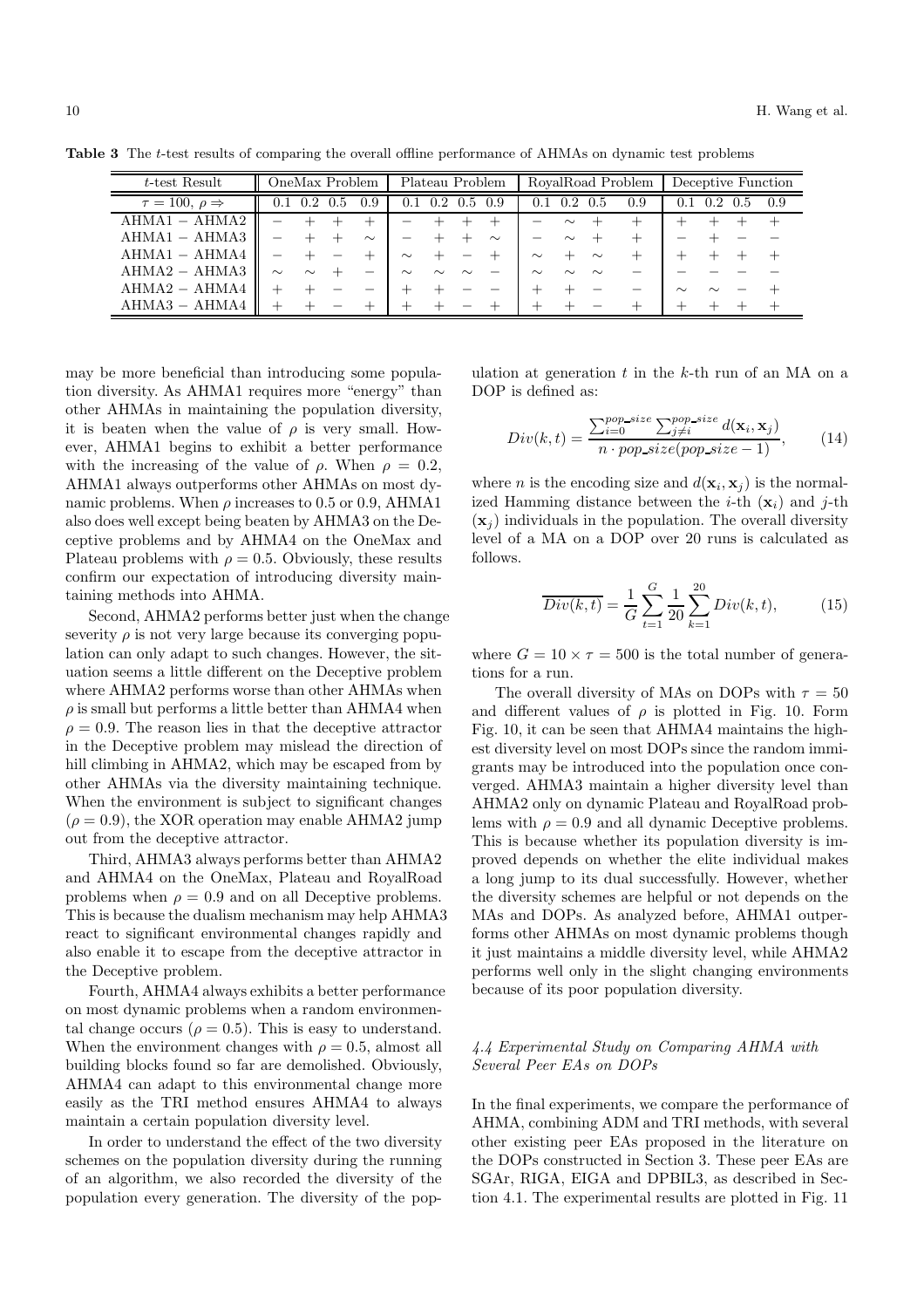**Table 3** The $t$-test results of comparing the overall offline performance of AHMAs on dynamic test problems

| $t$-test Result | OneMax Problem | | | | Plateau Problem | | | | RoyalRoad Problem | | | | Deceptive Function | | | |
|---|---|---|---|---|---|---|---|---|---|---|---|---|---|---|---|---|
| $\tau = 100$, $\rho \Rightarrow$ | 0.1 | 0.2 | 0.5 | 0.9 | 0.1 | 0.2 | 0.5 | 0.9 | 0.1 | 0.2 | 0.5 | 0.9 | 0.1 | 0.2 | 0.5 | 0.9 |
| AHMA1 − AHMA2 | − | + | + | + | − | + | + | + | − | ∼ | + | + | + | + | + | + |
| AHMA1 − AHMA3 | − | + | + | ∼ | − | + | + | ∼ | − | ∼ | + | + | − | + | − | − |
| AHMA1 − AHMA4 | − | + | − | + | ∼ | + | − | + | ∼ | + | ∼ | + | + | + | + | + |
| AHMA2 − AHMA3 | ∼ | ∼ | + | − | ∼ | ∼ | ∼ | − | ∼ | ∼ | ∼ | − | − | − | − | − |
| AHMA2 − AHMA4 | + | + | − | − | + | + | − | − | + | + | − | − | ∼ | ∼ | − | + |
| AHMA3 − AHMA4 | + | + | − | + | + | + | − | + | + | + | − | + | + | + | + | + |

may be more beneficial than introducing some population diversity. As AHMA1 requires more "energy" than other AHMAs in maintaining the population diversity, it is beaten when the value of $\rho$ is very small. However, AHMA1 begins to exhibit a better performance with the increasing of the value of $\rho$. When $\rho = 0.2$, AHMA1 always outperforms other AHMAs on most dynamic problems. When $\rho$ increases to 0.5 or 0.9, AHMA1 also does well except being beaten by AHMA3 on the Deceptive problems and by AHMA4 on the OneMax and Plateau problems with $\rho = 0.5$. Obviously, these results confirm our expectation of introducing diversity maintaining methods into AHMA.

Second, AHMA2 performs better just when the change severity $\rho$ is not very large because its converging population can only adapt to such changes. However, the situation seems a little different on the Deceptive problem where AHMA2 performs worse than other AHMAs when $\rho$ is small but performs a little better than AHMA4 when $\rho = 0.9$. The reason lies in that the deceptive attractor in the Deceptive problem may mislead the direction of hill climbing in AHMA2, which may be escaped from by other AHMAs via the diversity maintaining technique. When the environment is subject to significant changes ($\rho = 0.9$), the XOR operation may enable AHMA2 jump out from the deceptive attractor.

Third, AHMA3 always performs better than AHMA2 and AHMA4 on the OneMax, Plateau and RoyalRoad problems when $\rho = 0.9$ and on all Deceptive problems. This is because the dualism mechanism may help AHMA3 react to significant environmental changes rapidly and also enable it to escape from the deceptive attractor in the Deceptive problem.

Fourth, AHMA4 always exhibits a better performance on most dynamic problems when a random environmental change occurs ($\rho = 0.5$). This is easy to understand. When the environment changes with $\rho = 0.5$, almost all building blocks found so far are demolished. Obviously, AHMA4 can adapt to this environmental change more easily as the TRI method ensures AHMA4 to always maintain a certain population diversity level.

In order to understand the effect of the two diversity schemes on the population diversity during the running of an algorithm, we also recorded the diversity of the population every generation. The diversity of the population at generation $t$ in the $k$-th run of an MA on a DOP is defined as:

$$Div(k,t) = \frac{\sum_{i=0}^{pop\_size} \sum_{j \neq i}^{pop\_size} d(\mathbf{x}_i, \mathbf{x}_j)}{n \cdot pop\_size(pop\_size - 1)}, \tag{14}$$

where $n$ is the encoding size and $d(\mathbf{x}_i, \mathbf{x}_j)$ is the normalized Hamming distance between the $i$-th ($\mathbf{x}_i$) and $j$-th ($\mathbf{x}_j$) individuals in the population. The overall diversity level of a MA on a DOP over 20 runs is calculated as follows.

$$\overline{Div(k,t)} = \frac{1}{G} \sum_{t=1}^{G} \frac{1}{20} \sum_{k=1}^{20} Div(k,t), \tag{15}$$

where $G = 10 \times \tau = 500$ is the total number of generations for a run.

The overall diversity of MAs on DOPs with $\tau = 50$ and different values of $\rho$ is plotted in Fig. 10. Form Fig. 10, it can be seen that AHMA4 maintains the highest diversity level on most DOPs since the random immigrants may be introduced into the population once converged. AHMA3 maintain a higher diversity level than AHMA2 only on dynamic Plateau and RoyalRoad problems with $\rho = 0.9$ and all dynamic Deceptive problems. This is because whether its population diversity is improved depends on whether the elite individual makes a long jump to its dual successfully. However, whether the diversity schemes are helpful or not depends on the MAs and DOPs. As analyzed before, AHMA1 outperforms other AHMAs on most dynamic problems though it just maintains a middle diversity level, while AHMA2 performs well only in the slight changing environments because of its poor population diversity.

### 4.4 Experimental Study on Comparing AHMA with Several Peer EAs on DOPs

In the final experiments, we compare the performance of AHMA, combining ADM and TRI methods, with several other existing peer EAs proposed in the literature on the DOPs constructed in Section 3. These peer EAs are SGAr, RIGA, EIGA and DPBIL3, as described in Section 4.1. The experimental results are plotted in Fig. 11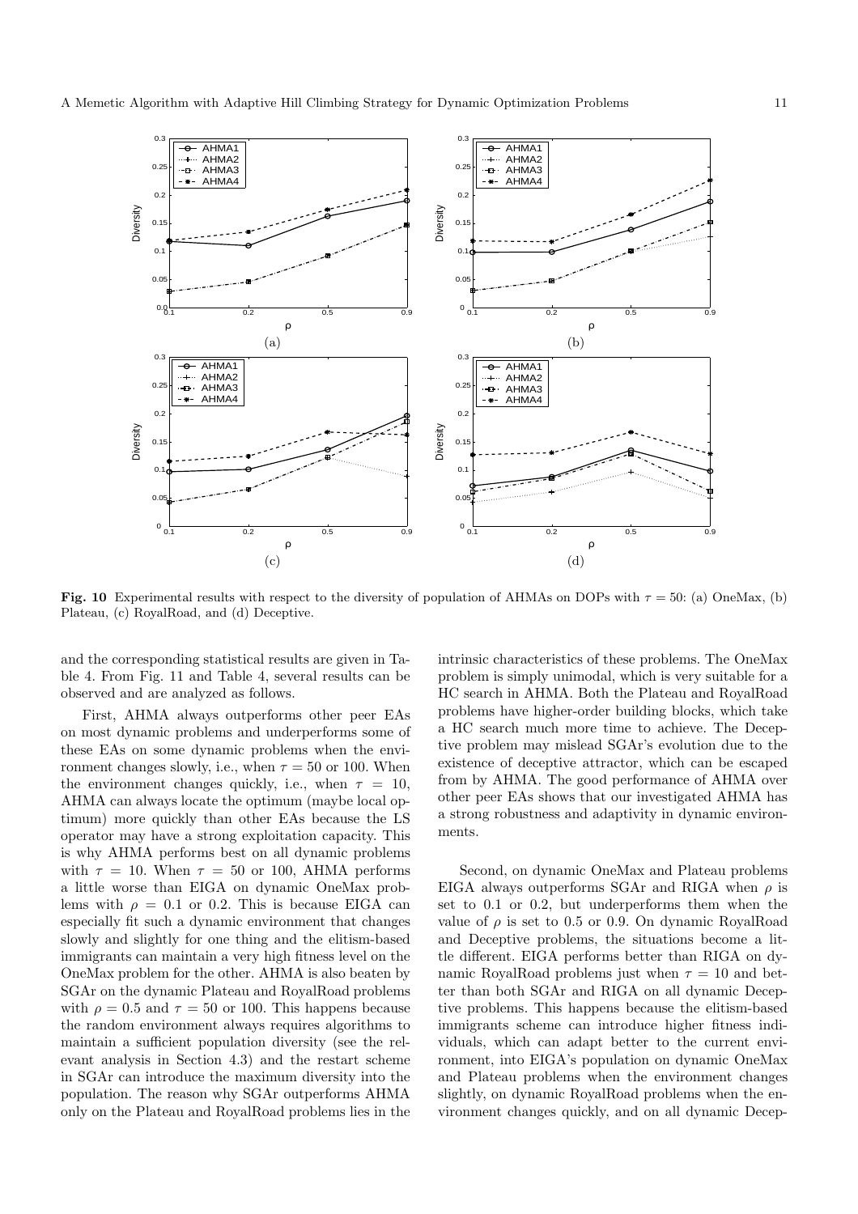**Fig. 10** Experimental results with respect to the diversity of population of AHMAs on DOPs with $\tau = 50$: (a) OneMax, (b) Plateau, (c) RoyalRoad, and (d) Deceptive.

and the corresponding statistical results are given in Table 4. From Fig. 11 and Table 4, several results can be observed and are analyzed as follows.

First, AHMA always outperforms other peer EAs on most dynamic problems and underperforms some of these EAs on some dynamic problems when the environment changes slowly, i.e., when $\tau = 50$ or 100. When the environment changes quickly, i.e., when $\tau = 10$, AHMA can always locate the optimum (maybe local optimum) more quickly than other EAs because the LS operator may have a strong exploitation capacity. This is why AHMA performs best on all dynamic problems with $\tau = 10$. When $\tau = 50$ or 100, AHMA performs a little worse than EIGA on dynamic OneMax problems with $\rho = 0.1$ or 0.2. This is because EIGA can especially fit such a dynamic environment that changes slowly and slightly for one thing and the elitism-based immigrants can maintain a very high fitness level on the OneMax problem for the other. AHMA is also beaten by SGAr on the dynamic Plateau and RoyalRoad problems with $\rho = 0.5$ and $\tau = 50$ or 100. This happens because the random environment always requires algorithms to maintain a sufficient population diversity (see the relevant analysis in Section 4.3) and the restart scheme in SGAr can introduce the maximum diversity into the population. The reason why SGAr outperforms AHMA only on the Plateau and RoyalRoad problems lies in the intrinsic characteristics of these problems. The OneMax problem is simply unimodal, which is very suitable for a HC search in AHMA. Both the Plateau and RoyalRoad problems have higher-order building blocks, which take a HC search much more time to achieve. The Deceptive problem may mislead SGAr's evolution due to the existence of deceptive attractor, which can be escaped from by AHMA. The good performance of AHMA over other peer EAs shows that our investigated AHMA has a strong robustness and adaptivity in dynamic environments.

Second, on dynamic OneMax and Plateau problems EIGA always outperforms SGAr and RIGA when $\rho$ is set to 0.1 or 0.2, but underperforms them when the value of $\rho$ is set to 0.5 or 0.9. On dynamic RoyalRoad and Deceptive problems, the situations become a little different. EIGA performs better than RIGA on dynamic RoyalRoad problems just when $\tau = 10$ and better than both SGAr and RIGA on all dynamic Deceptive problems. This happens because the elitism-based immigrants scheme can introduce higher fitness individuals, which can adapt better to the current environment, into EIGA's population on dynamic OneMax and Plateau problems when the environment changes slightly, on dynamic RoyalRoad problems when the environment changes quickly, and on all dynamic Decep-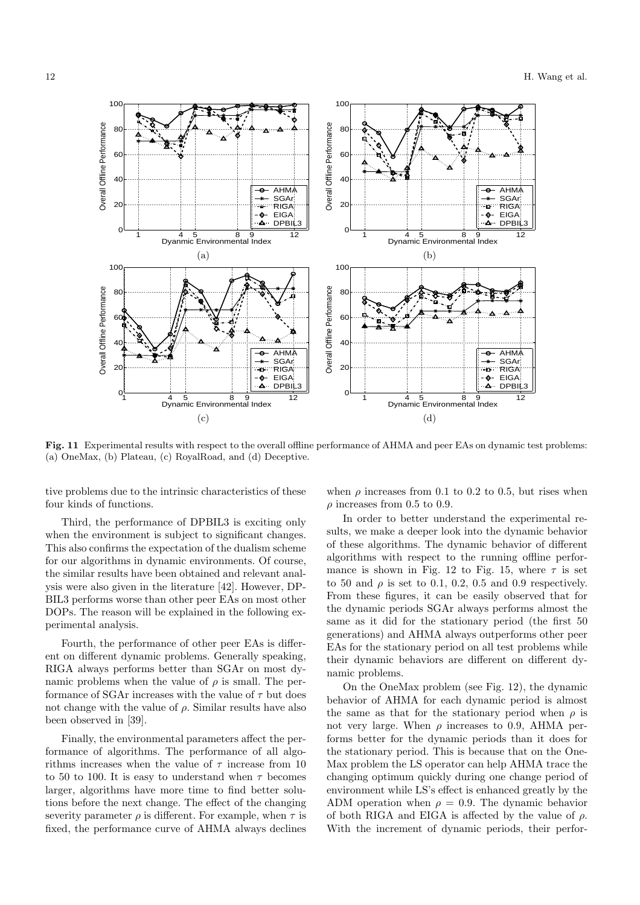**Fig. 11** Experimental results with respect to the overall offline performance of AHMA and peer EAs on dynamic test problems: (a) OneMax, (b) Plateau, (c) RoyalRoad, and (d) Deceptive.

tive problems due to the intrinsic characteristics of these four kinds of functions.

Third, the performance of DPBIL3 is exciting only when the environment is subject to significant changes. This also confirms the expectation of the dualism scheme for our algorithms in dynamic environments. Of course, the similar results have been obtained and relevant analysis were also given in the literature [42]. However, DPBIL3 performs worse than other peer EAs on most other DOPs. The reason will be explained in the following experimental analysis.

Fourth, the performance of other peer EAs is different on different dynamic problems. Generally speaking, RIGA always performs better than SGAr on most dynamic problems when the value of $\rho$ is small. The performance of SGAr increases with the value of $\tau$ but does not change with the value of $\rho$. Similar results have also been observed in [39].

Finally, the environmental parameters affect the performance of algorithms. The performance of all algorithms increases when the value of $\tau$ increase from 10 to 50 to 100. It is easy to understand when $\tau$ becomes larger, algorithms have more time to find better solutions before the next change. The effect of the changing severity parameter $\rho$ is different. For example, when $\tau$ is fixed, the performance curve of AHMA always declines when $\rho$ increases from 0.1 to 0.2 to 0.5, but rises when $\rho$ increases from 0.5 to 0.9.

In order to better understand the experimental results, we make a deeper look into the dynamic behavior of these algorithms. The dynamic behavior of different algorithms with respect to the running offline performance is shown in Fig. 12 to Fig. 15, where $\tau$ is set to 50 and $\rho$ is set to 0.1, 0.2, 0.5 and 0.9 respectively. From these figures, it can be easily observed that for the dynamic periods SGAr always performs almost the same as it did for the stationary period (the first 50 generations) and AHMA always outperforms other peer EAs for the stationary period on all test problems while their dynamic behaviors are different on different dynamic problems.

On the OneMax problem (see Fig. 12), the dynamic behavior of AHMA for each dynamic period is almost the same as that for the stationary period when $\rho$ is not very large. When $\rho$ increases to 0.9, AHMA performs better for the dynamic periods than it does for the stationary period. This is because that on the OneMax problem the LS operator can help AHMA trace the changing optimum quickly during one change period of environment while LS's effect is enhanced greatly by the ADM operation when $\rho = 0.9$. The dynamic behavior of both RIGA and EIGA is affected by the value of $\rho$. With the increment of dynamic periods, their perfor-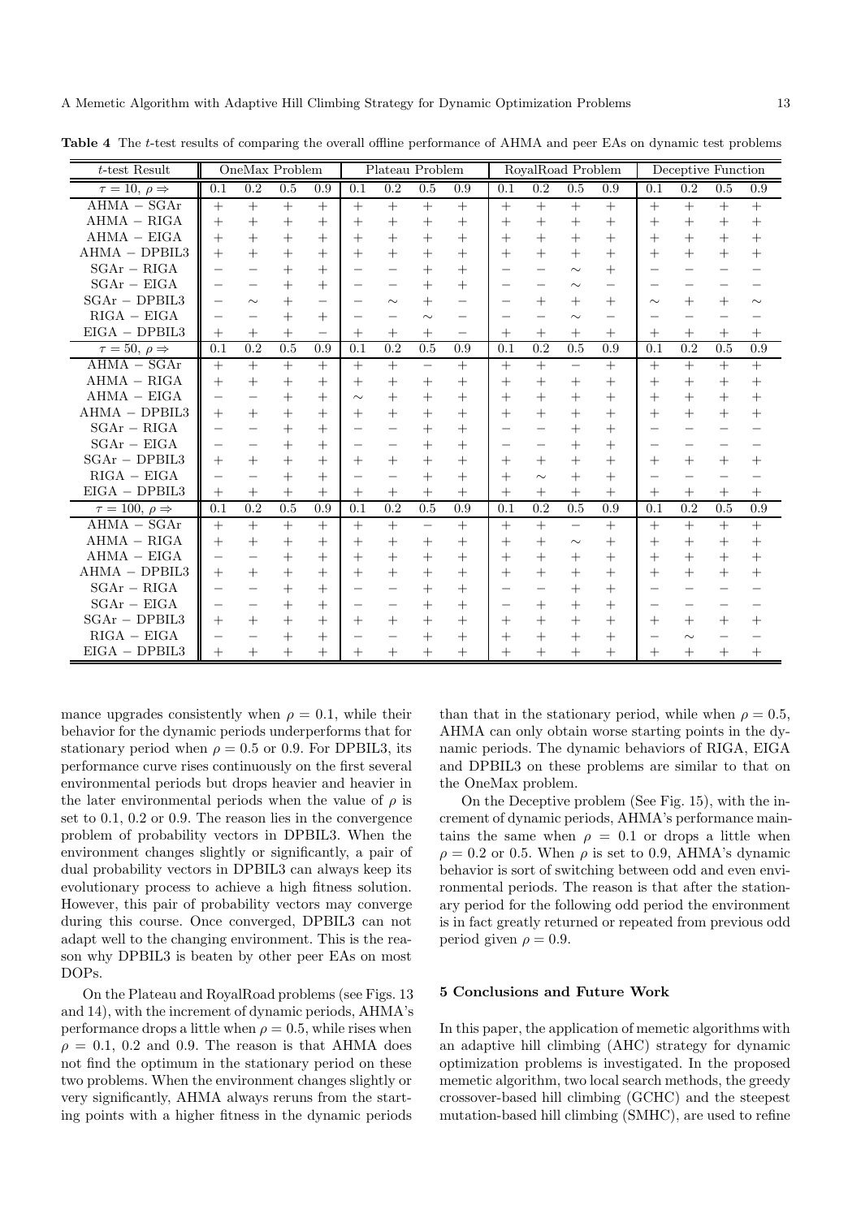**Table 4** The *t*-test results of comparing the overall offline performance of AHMA and peer EAs on dynamic test problems

| *t*-test Result | OneMax Problem | | | | Plateau Problem | | | | RoyalRoad Problem | | | | Deceptive Function | | | |
|---|---|---|---|---|---|---|---|---|---|---|---|---|---|---|---|---|
| $\tau = 10$, $\rho \Rightarrow$ | 0.1 | 0.2 | 0.5 | 0.9 | 0.1 | 0.2 | 0.5 | 0.9 | 0.1 | 0.2 | 0.5 | 0.9 | 0.1 | 0.2 | 0.5 | 0.9 |
| AHMA − SGAr | + | + | + | + | + | + | + | + | + | + | + | + | + | + | + | + |
| AHMA − RIGA | + | + | + | + | + | + | + | + | + | + | + | + | + | + | + | + |
| AHMA − EIGA | + | + | + | + | + | + | + | + | + | + | + | + | + | + | + | + |
| AHMA − DPBIL3 | + | + | + | + | + | + | + | + | + | + | + | + | + | + | + | + |
| SGAr − RIGA | − | − | + | + | − | − | + | + | − | − | ∼ | + | − | − | − | − |
| SGAr − EIGA | − | − | + | + | − | − | + | + | − | − | ∼ | − | − | − | − | − |
| SGAr − DPBIL3 | − | ∼ | + | − | − | ∼ | + | − | − | + | + | + | ∼ | + | + | ∼ |
| RIGA − EIGA | − | − | + | + | − | − | ∼ | − | − | − | ∼ | − | − | − | − | − |
| EIGA − DPBIL3 | + | + | + | − | + | + | + | − | + | + | + | + | + | + | + | + |
| $\tau = 50$, $\rho \Rightarrow$ | 0.1 | 0.2 | 0.5 | 0.9 | 0.1 | 0.2 | 0.5 | 0.9 | 0.1 | 0.2 | 0.5 | 0.9 | 0.1 | 0.2 | 0.5 | 0.9 |
| AHMA − SGAr | + | + | + | + | + | + | − | + | + | + | − | + | + | + | + | + |
| AHMA − RIGA | + | + | + | + | + | + | + | + | + | + | + | + | + | + | + | + |
| AHMA − EIGA | − | − | + | + | ∼ | + | + | + | + | + | + | + | + | + | + | + |
| AHMA − DPBIL3 | + | + | + | + | + | + | + | + | + | + | + | + | + | + | + | + |
| SGAr − RIGA | − | − | + | + | − | − | + | + | − | − | + | + | − | − | − | − |
| SGAr − EIGA | − | − | + | + | − | − | + | + | − | − | + | + | − | − | − | − |
| SGAr − DPBIL3 | + | + | + | + | + | + | + | + | + | + | + | + | + | + | + | + |
| RIGA − EIGA | − | − | + | + | − | − | + | + | + | ∼ | + | + | − | − | − | − |
| EIGA − DPBIL3 | + | + | + | + | + | + | + | + | + | + | + | + | + | + | + | + |
| $\tau = 100$, $\rho \Rightarrow$ | 0.1 | 0.2 | 0.5 | 0.9 | 0.1 | 0.2 | 0.5 | 0.9 | 0.1 | 0.2 | 0.5 | 0.9 | 0.1 | 0.2 | 0.5 | 0.9 |
| AHMA − SGAr | + | + | + | + | + | + | − | + | + | + | − | + | + | + | + | + |
| AHMA − RIGA | + | + | + | + | + | + | + | + | + | + | ∼ | + | + | + | + | + |
| AHMA − EIGA | − | − | + | + | + | + | + | + | + | + | + | + | + | + | + | + |
| AHMA − DPBIL3 | + | + | + | + | + | + | + | + | + | + | + | + | + | + | + | + |
| SGAr − RIGA | − | − | + | + | − | − | + | + | − | − | + | + | − | − | − | − |
| SGAr − EIGA | − | − | + | + | − | − | + | + | − | + | + | + | − | − | − | − |
| SGAr − DPBIL3 | + | + | + | + | + | + | + | + | + | + | + | + | + | + | + | + |
| RIGA − EIGA | − | − | + | + | − | − | + | + | + | + | + | + | − | ∼ | − | − |
| EIGA − DPBIL3 | + | + | + | + | + | + | + | + | + | + | + | + | + | + | + | + |

mance upgrades consistently when $\rho = 0.1$, while their behavior for the dynamic periods underperforms that for stationary period when $\rho = 0.5$ or 0.9. For DPBIL3, its performance curve rises continuously on the first several environmental periods but drops heavier and heavier in the later environmental periods when the value of $\rho$ is set to 0.1, 0.2 or 0.9. The reason lies in the convergence problem of probability vectors in DPBIL3. When the environment changes slightly or significantly, a pair of dual probability vectors in DPBIL3 can always keep its evolutionary process to achieve a high fitness solution. However, this pair of probability vectors may converge during this course. Once converged, DPBIL3 can not adapt well to the changing environment. This is the reason why DPBIL3 is beaten by other peer EAs on most DOPs.

On the Plateau and RoyalRoad problems (see Figs. 13 and 14), with the increment of dynamic periods, AHMA's performance drops a little when $\rho = 0.5$, while rises when $\rho = 0.1$, 0.2 and 0.9. The reason is that AHMA does not find the optimum in the stationary period on these two problems. When the environment changes slightly or very significantly, AHMA always reruns from the starting points with a higher fitness in the dynamic periods than that in the stationary period, while when $\rho = 0.5$, AHMA can only obtain worse starting points in the dynamic periods. The dynamic behaviors of RIGA, EIGA and DPBIL3 on these problems are similar to that on the OneMax problem.

On the Deceptive problem (See Fig. 15), with the increment of dynamic periods, AHMA's performance maintains the same when $\rho = 0.1$ or drops a little when $\rho = 0.2$ or 0.5. When $\rho$ is set to 0.9, AHMA's dynamic behavior is sort of switching between odd and even environmental periods. The reason is that after the stationary period for the following odd period the environment is in fact greatly returned or repeated from previous odd period given $\rho = 0.9$.

## 5 Conclusions and Future Work

In this paper, the application of memetic algorithms with an adaptive hill climbing (AHC) strategy for dynamic optimization problems is investigated. In the proposed memetic algorithm, two local search methods, the greedy crossover-based hill climbing (GCHC) and the steepest mutation-based hill climbing (SMHC), are used to refine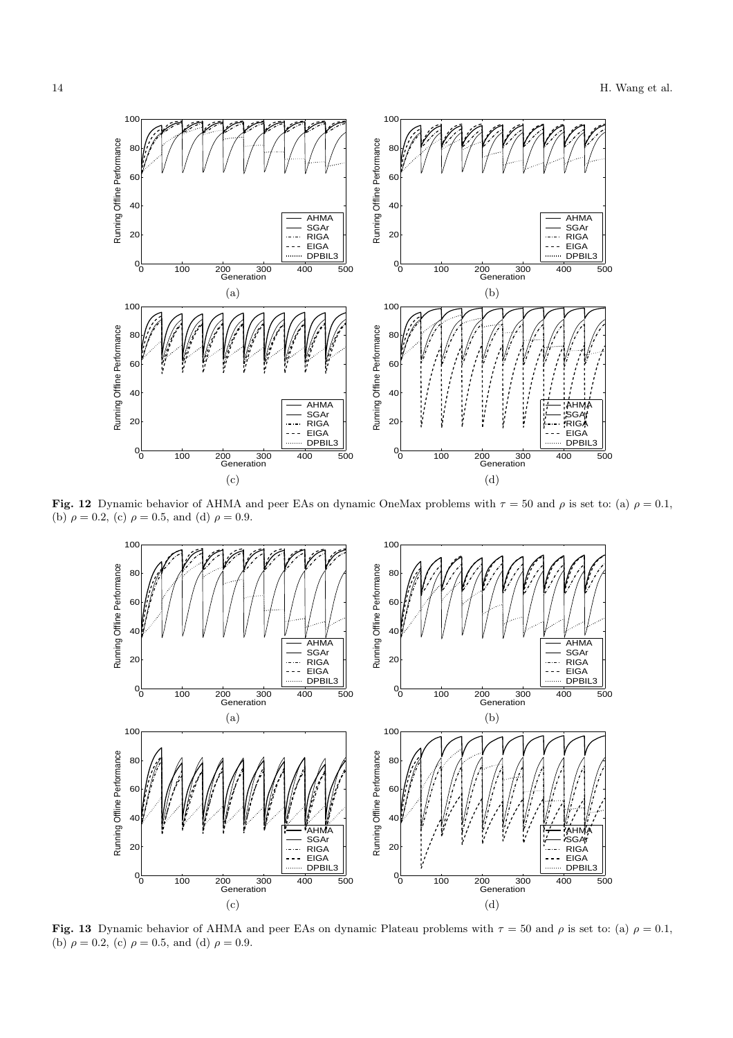**Fig. 12** Dynamic behavior of AHMA and peer EAs on dynamic OneMax problems with $\tau = 50$ and $\rho$ is set to: (a) $\rho = 0.1$, (b) $\rho = 0.2$, (c) $\rho = 0.5$, and (d) $\rho = 0.9$.

**Fig. 13** Dynamic behavior of AHMA and peer EAs on dynamic Plateau problems with $\tau = 50$ and $\rho$ is set to: (a) $\rho = 0.1$, (b) $\rho = 0.2$, (c) $\rho = 0.5$, and (d) $\rho = 0.9$.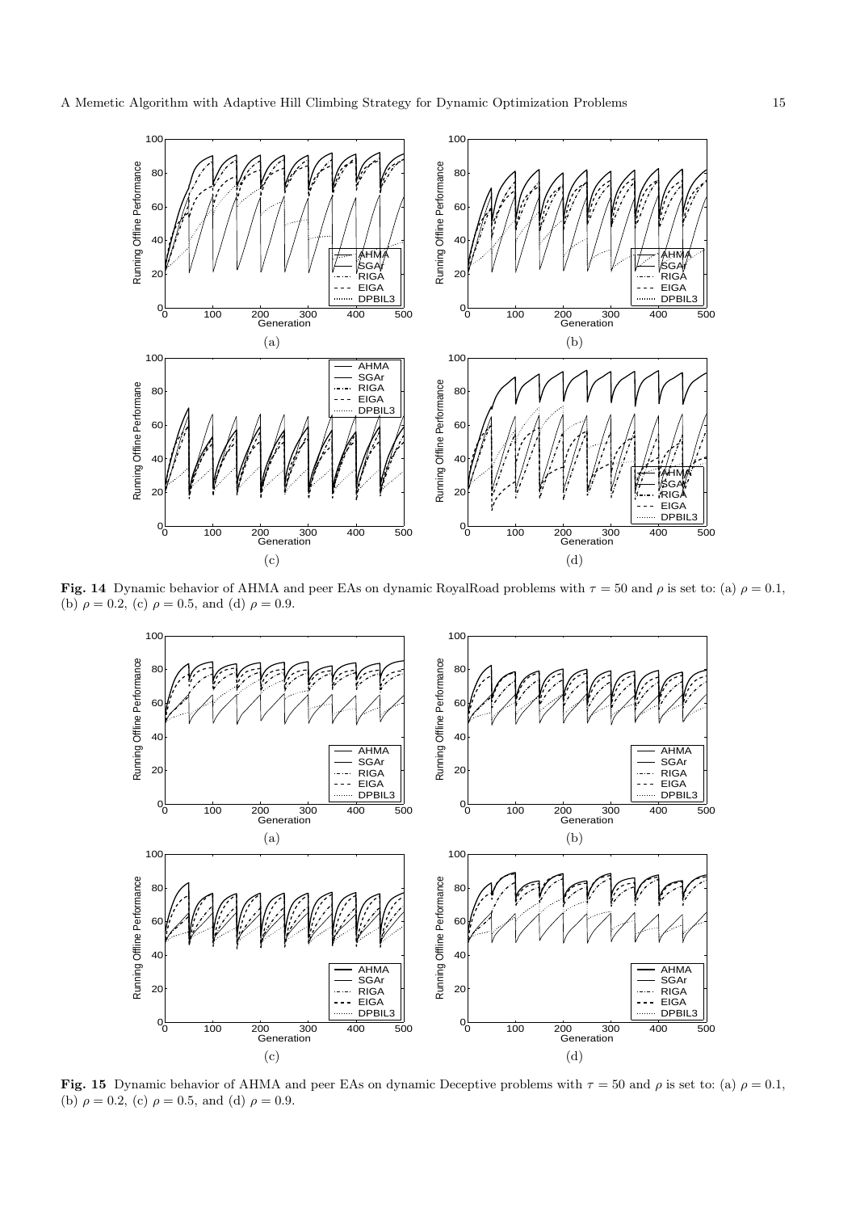**Fig. 14** Dynamic behavior of AHMA and peer EAs on dynamic RoyalRoad problems with $\tau = 50$ and $\rho$ is set to: (a) $\rho = 0.1$, (b) $\rho = 0.2$, (c) $\rho = 0.5$, and (d) $\rho = 0.9$.

**Fig. 15** Dynamic behavior of AHMA and peer EAs on dynamic Deceptive problems with $\tau = 50$ and $\rho$ is set to: (a) $\rho = 0.1$, (b) $\rho = 0.2$, (c) $\rho = 0.5$, and (d) $\rho = 0.9$.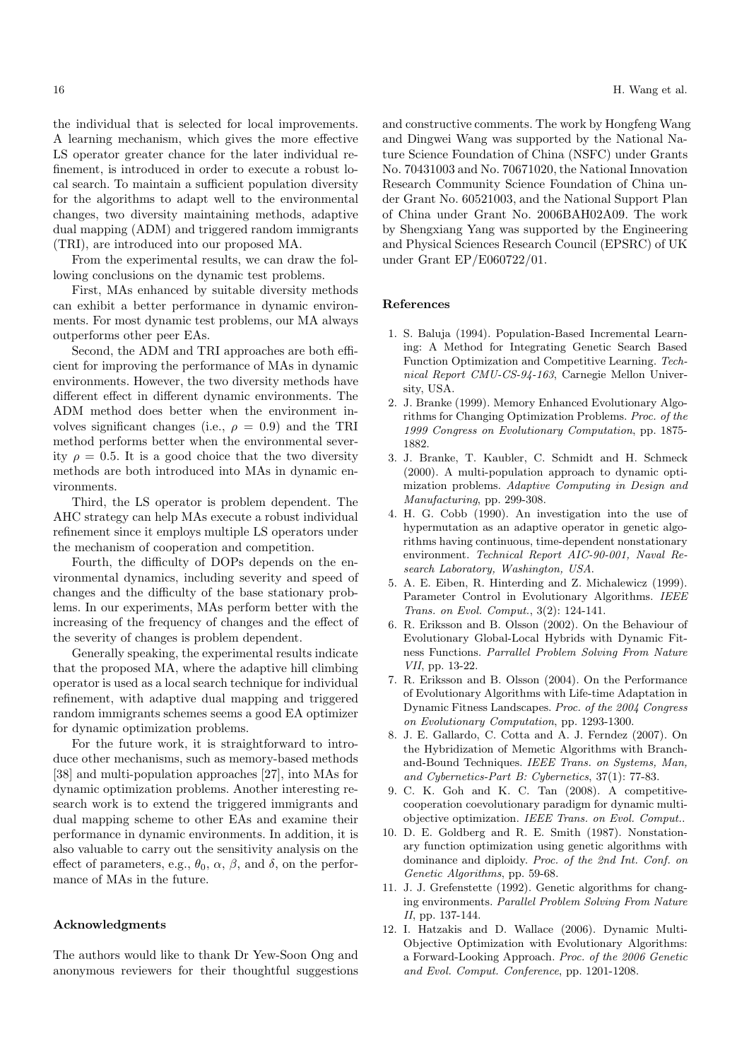the individual that is selected for local improvements. A learning mechanism, which gives the more effective LS operator greater chance for the later individual refinement, is introduced in order to execute a robust local search. To maintain a sufficient population diversity for the algorithms to adapt well to the environmental changes, two diversity maintaining methods, adaptive dual mapping (ADM) and triggered random immigrants (TRI), are introduced into our proposed MA.

From the experimental results, we can draw the following conclusions on the dynamic test problems.

First, MAs enhanced by suitable diversity methods can exhibit a better performance in dynamic environments. For most dynamic test problems, our MA always outperforms other peer EAs.

Second, the ADM and TRI approaches are both efficient for improving the performance of MAs in dynamic environments. However, the two diversity methods have different effect in different dynamic environments. The ADM method does better when the environment involves significant changes (i.e., $\rho = 0.9$) and the TRI method performs better when the environmental severity $\rho = 0.5$. It is a good choice that the two diversity methods are both introduced into MAs in dynamic environments.

Third, the LS operator is problem dependent. The AHC strategy can help MAs execute a robust individual refinement since it employs multiple LS operators under the mechanism of cooperation and competition.

Fourth, the difficulty of DOPs depends on the environmental dynamics, including severity and speed of changes and the difficulty of the base stationary problems. In our experiments, MAs perform better with the increasing of the frequency of changes and the effect of the severity of changes is problem dependent.

Generally speaking, the experimental results indicate that the proposed MA, where the adaptive hill climbing operator is used as a local search technique for individual refinement, with adaptive dual mapping and triggered random immigrants schemes seems a good EA optimizer for dynamic optimization problems.

For the future work, it is straightforward to introduce other mechanisms, such as memory-based methods [38] and multi-population approaches [27], into MAs for dynamic optimization problems. Another interesting research work is to extend the triggered immigrants and dual mapping scheme to other EAs and examine their performance in dynamic environments. In addition, it is also valuable to carry out the sensitivity analysis on the effect of parameters, e.g., $\theta_0$, $\alpha$, $\beta$, and $\delta$, on the performance of MAs in the future.

## Acknowledgments

The authors would like to thank Dr Yew-Soon Ong and anonymous reviewers for their thoughtful suggestions and constructive comments. The work by Hongfeng Wang and Dingwei Wang was supported by the National Nature Science Foundation of China (NSFC) under Grants No. 70431003 and No. 70671020, the National Innovation Research Community Science Foundation of China under Grant No. 60521003, and the National Support Plan of China under Grant No. 2006BAH02A09. The work by Shengxiang Yang was supported by the Engineering and Physical Sciences Research Council (EPSRC) of UK under Grant EP/E060722/01.

## References

1. S. Baluja (1994). Population-Based Incremental Learning: A Method for Integrating Genetic Search Based Function Optimization and Competitive Learning. *Technical Report CMU-CS-94-163*, Carnegie Mellon University, USA.
2. J. Branke (1999). Memory Enhanced Evolutionary Algorithms for Changing Optimization Problems. *Proc. of the 1999 Congress on Evolutionary Computation*, pp. 1875-1882.
3. J. Branke, T. Kaubler, C. Schmidt and H. Schmeck (2000). A multi-population approach to dynamic optimization problems. *Adaptive Computing in Design and Manufacturing*, pp. 299-308.
4. H. G. Cobb (1990). An investigation into the use of hypermutation as an adaptive operator in genetic algorithms having continuous, time-dependent nonstationary environment. *Technical Report AIC-90-001, Naval Research Laboratory, Washington, USA.*
5. A. E. Eiben, R. Hinterding and Z. Michalewicz (1999). Parameter Control in Evolutionary Algorithms. *IEEE Trans. on Evol. Comput.*, 3(2): 124-141.
6. R. Eriksson and B. Olsson (2002). On the Behaviour of Evolutionary Global-Local Hybrids with Dynamic Fitness Functions. *Parrallel Problem Solving From Nature VII*, pp. 13-22.
7. R. Eriksson and B. Olsson (2004). On the Performance of Evolutionary Algorithms with Life-time Adaptation in Dynamic Fitness Landscapes. *Proc. of the 2004 Congress on Evolutionary Computation*, pp. 1293-1300.
8. J. E. Gallardo, C. Cotta and A. J. Ferndez (2007). On the Hybridization of Memetic Algorithms with Branch-and-Bound Techniques. *IEEE Trans. on Systems, Man, and Cybernetics-Part B: Cybernetics*, 37(1): 77-83.
9. C. K. Goh and K. C. Tan (2008). A competitive-cooperation coevolutionary paradigm for dynamic multi-objective optimization. *IEEE Trans. on Evol. Comput.*.
10. D. E. Goldberg and R. E. Smith (1987). Nonstationary function optimization using genetic algorithms with dominance and diploidy. *Proc. of the 2nd Int. Conf. on Genetic Algorithms*, pp. 59-68.
11. J. J. Grefenstette (1992). Genetic algorithms for changing environments. *Parallel Problem Solving From Nature II*, pp. 137-144.
12. I. Hatzakis and D. Wallace (2006). Dynamic Multi-Objective Optimization with Evolutionary Algorithms: a Forward-Looking Approach. *Proc. of the 2006 Genetic and Evol. Comput. Conference*, pp. 1201-1208.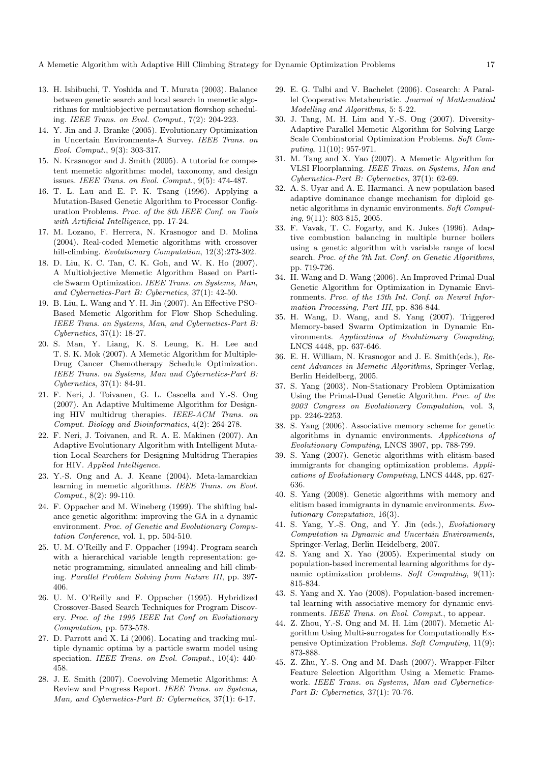13. H. Ishibuchi, T. Yoshida and T. Murata (2003). Balance between genetic search and local search in memetic algorithms for multiobjective permutation flowshop scheduling. *IEEE Trans. on Evol. Comput.*, 7(2): 204-223.
14. Y. Jin and J. Branke (2005). Evolutionary Optimization in Uncertain Environments-A Survey. *IEEE Trans. on Evol. Comput.*, 9(3): 303-317.
15. N. Krasnogor and J. Smith (2005). A tutorial for competent memetic algorithms: model, taxonomy, and design issues. *IEEE Trans. on Evol. Comput.*, 9(5): 474-487.
16. T. L. Lau and E. P. K. Tsang (1996). Applying a Mutation-Based Genetic Algorithm to Processor Configuration Problems. *Proc. of the 8th IEEE Conf. on Tools with Artificial Intelligence*, pp. 17-24.
17. M. Lozano, F. Herrera, N. Krasnogor and D. Molina (2004). Real-coded Memetic algorithms with crossover hill-climbing. *Evolutionary Computation*, 12(3):273-302.
18. D. Liu, K. C. Tan, C. K. Goh, and W. K. Ho (2007). A Multiobjective Memetic Algorithm Based on Particle Swarm Optimization. *IEEE Trans. on Systems, Man, and Cybernetics-Part B: Cybernetics*, 37(1): 42-50.
19. B. Liu, L. Wang and Y. H. Jin (2007). An Effective PSO-Based Memetic Algorithm for Flow Shop Scheduling. *IEEE Trans. on Systems, Man, and Cybernetics-Part B: Cybernetics*, 37(1): 18-27.
20. S. Man, Y. Liang, K. S. Leung, K. H. Lee and T. S. K. Mok (2007). A Memetic Algorithm for Multiple-Drug Cancer Chemotherapy Schedule Optimization. *IEEE Trans. on Systems, Man and Cybernetics-Part B: Cybernetics*, 37(1): 84-91.
21. F. Neri, J. Toivanen, G. L. Cascella and Y.-S. Ong (2007). An Adaptive Multimeme Algorithm for Designing HIV multidrug therapies. *IEEE-ACM Trans. on Comput. Biology and Bioinformatics*, 4(2): 264-278.
22. F. Neri, J. Toivanen, and R. A. E. Makinen (2007). An Adaptive Evolutionary Algorithm with Intelligent Mutation Local Searchers for Designing Multidrug Therapies for HIV. *Applied Intelligence*.
23. Y.-S. Ong and A. J. Keane (2004). Meta-lamarckian learning in memetic algorithms. *IEEE Trans. on Evol. Comput.*, 8(2): 99-110.
24. F. Oppacher and M. Wineberg (1999). The shifting balance genetic algorithm: improving the GA in a dynamic environment. *Proc. of Genetic and Evolutionary Computation Conference*, vol. 1, pp. 504-510.
25. U. M. O'Reilly and F. Oppacher (1994). Program search with a hierarchical variable length representation: genetic programming, simulated annealing and hill climbing. *Parallel Problem Solving from Nature III*, pp. 397-406.
26. U. M. O'Reilly and F. Oppacher (1995). Hybridized Crossover-Based Search Techniques for Program Discovery. *Proc. of the 1995 IEEE Int Conf on Evolutionary Computation*, pp. 573-578.
27. D. Parrott and X. Li (2006). Locating and tracking multiple dynamic optima by a particle swarm model using speciation. *IEEE Trans. on Evol. Comput.*, 10(4): 440-458.
28. J. E. Smith (2007). Coevolving Memetic Algorithms: A Review and Progress Report. *IEEE Trans. on Systems, Man, and Cybernetics-Part B: Cybernetics*, 37(1): 6-17.
29. E. G. Talbi and V. Bachelet (2006). Cosearch: A Parallel Cooperative Metaheuristic. *Journal of Mathematical Modelling and Algorithms*, 5: 5-22.
30. J. Tang, M. H. Lim and Y.-S. Ong (2007). Diversity-Adaptive Parallel Memetic Algorithm for Solving Large Scale Combinatorial Optimization Problems. *Soft Computing*, 11(10): 957-971.
31. M. Tang and X. Yao (2007). A Memetic Algorithm for VLSI Floorplanning. *IEEE Trans. on Systems, Man and Cybernetics-Part B: Cybernetics*, 37(1): 62-69.
32. A. S. Uyar and A. E. Harmanci. A new population based adaptive dominance change mechanism for diploid genetic algorithms in dynamic environments. *Soft Computing*, 9(11): 803-815, 2005.
33. F. Vavak, T. C. Fogarty, and K. Jukes (1996). Adaptive combustion balancing in multiple burner boilers using a genetic algorithm with variable range of local search. *Proc. of the 7th Int. Conf. on Genetic Algorithms*, pp. 719-726.
34. H. Wang and D. Wang (2006). An Improved Primal-Dual Genetic Algorithm for Optimization in Dynamic Environments. *Proc. of the 13th Int. Conf. on Neural Information Processing, Part III*, pp. 836-844.
35. H. Wang, D. Wang, and S. Yang (2007). Triggered Memory-based Swarm Optimization in Dynamic Environments. *Applications of Evolutionary Computing*, LNCS 4448, pp. 637-646.
36. E. H. William, N. Krasnogor and J. E. Smith(eds.), *Recent Advances in Memetic Algorithms*, Springer-Verlag, Berlin Heidelberg, 2005.
37. S. Yang (2003). Non-Stationary Problem Optimization Using the Primal-Dual Genetic Algorithm. *Proc. of the 2003 Congress on Evolutionary Computation*, vol. 3, pp. 2246-2253.
38. S. Yang (2006). Associative memory scheme for genetic algorithms in dynamic environments. *Applications of Evolutionary Computing*, LNCS 3907, pp. 788-799.
39. S. Yang (2007). Genetic algorithms with elitism-based immigrants for changing optimization problems. *Applications of Evolutionary Computing*, LNCS 4448, pp. 627-636.
40. S. Yang (2008). Genetic algorithms with memory and elitism based immigrants in dynamic environments. *Evolutionary Computation*, 16(3).
41. S. Yang, Y.-S. Ong, and Y. Jin (eds.), *Evolutionary Computation in Dynamic and Uncertain Environments*, Springer-Verlag, Berlin Heidelberg, 2007.
42. S. Yang and X. Yao (2005). Experimental study on population-based incremental learning algorithms for dynamic optimization problems. *Soft Computing*, 9(11): 815-834.
43. S. Yang and X. Yao (2008). Population-based incremental learning with associative memory for dynamic environments. *IEEE Trans. on Evol. Comput.*, to appear.
44. Z. Zhou, Y.-S. Ong and M. H. Lim (2007). Memetic Algorithm Using Multi-surrogates for Computationally Expensive Optimization Problems. *Soft Computing*, 11(9): 873-888.
45. Z. Zhu, Y.-S. Ong and M. Dash (2007). Wrapper-Filter Feature Selection Algorithm Using a Memetic Framework. *IEEE Trans. on Systems, Man and Cybernetics-Part B: Cybernetics*, 37(1): 70-76.